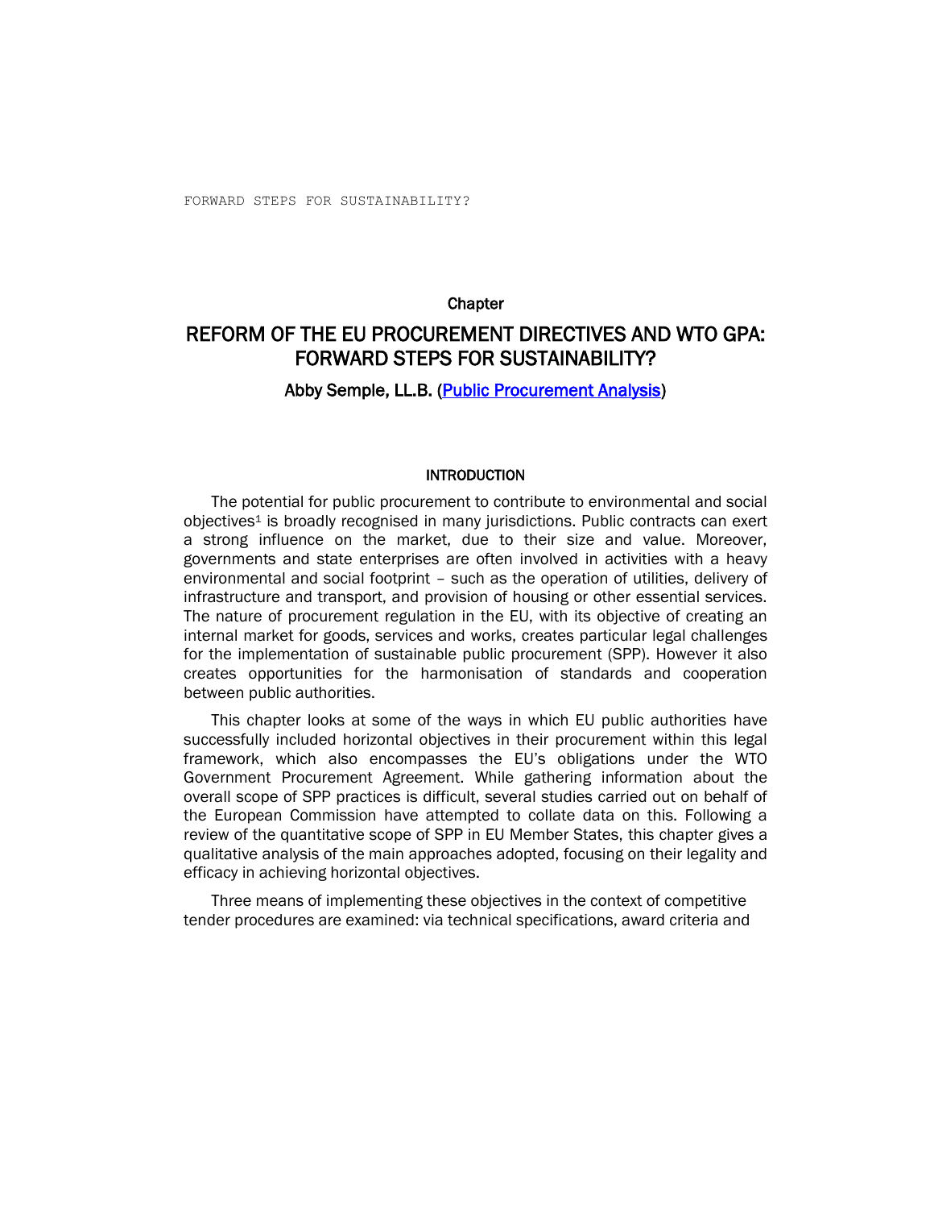Chapter

# REFORM OF THE EU PROCUREMENT DIRECTIVES AND WTO GPA: FORWARD STEPS FOR SUSTAINABILITY?

**Abby Semple, LL.B. (Public Procurement Analysis)**

## INTRODUCTION

The potential for public procurement to contribute to environmental and social objectives[1] is broadly recognised in many jurisdictions. Public contracts can exert a strong influence on the market, due to their size and value. Moreover, governments and state enterprises are often involved in activities with a heavy environmental and social footprint – such as the operation of utilities, delivery of infrastructure and transport, and provision of housing or other essential services. The nature of procurement regulation in the EU, with its objective of creating an internal market for goods, services and works, creates particular legal challenges for the implementation of sustainable public procurement (SPP). However it also creates opportunities for the harmonisation of standards and cooperation between public authorities.

This chapter looks at some of the ways in which EU public authorities have successfully included horizontal objectives in their procurement within this legal framework, which also encompasses the EU's obligations under the WTO Government Procurement Agreement. While gathering information about the overall scope of SPP practices is difficult, several studies carried out on behalf of the European Commission have attempted to collate data on this. Following a review of the quantitative scope of SPP in EU Member States, this chapter gives a qualitative analysis of the main approaches adopted, focusing on their legality and efficacy in achieving horizontal objectives.

Three means of implementing these objectives in the context of competitive tender procedures are examined: via technical specifications, award criteria and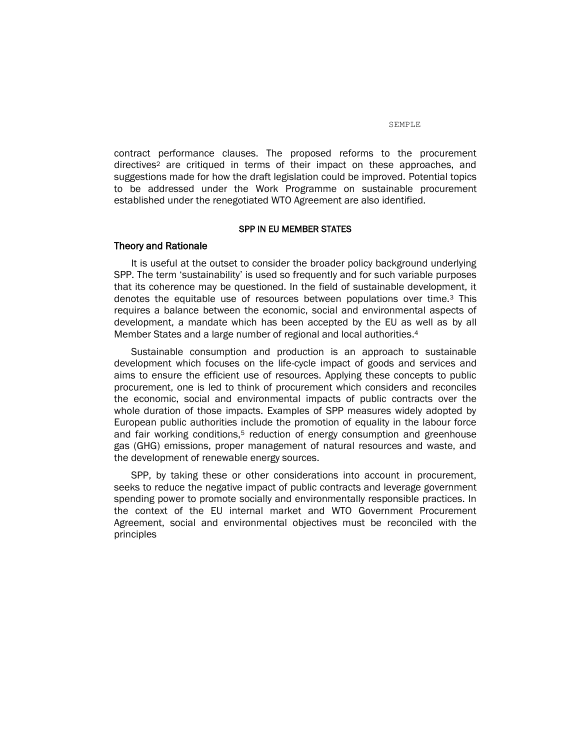contract performance clauses. The proposed reforms to the procurement directives[2] are critiqued in terms of their impact on these approaches, and suggestions made for how the draft legislation could be improved. Potential topics to be addressed under the Work Programme on sustainable procurement established under the renegotiated WTO Agreement are also identified.

## SPP IN EU MEMBER STATES

### Theory and Rationale

It is useful at the outset to consider the broader policy background underlying SPP. The term 'sustainability' is used so frequently and for such variable purposes that its coherence may be questioned. In the field of sustainable development, it denotes the equitable use of resources between populations over time.[3] This requires a balance between the economic, social and environmental aspects of development, a mandate which has been accepted by the EU as well as by all Member States and a large number of regional and local authorities.[4]

Sustainable consumption and production is an approach to sustainable development which focuses on the life-cycle impact of goods and services and aims to ensure the efficient use of resources. Applying these concepts to public procurement, one is led to think of procurement which considers and reconciles the economic, social and environmental impacts of public contracts over the whole duration of those impacts. Examples of SPP measures widely adopted by European public authorities include the promotion of equality in the labour force and fair working conditions,[5] reduction of energy consumption and greenhouse gas (GHG) emissions, proper management of natural resources and waste, and the development of renewable energy sources.

SPP, by taking these or other considerations into account in procurement, seeks to reduce the negative impact of public contracts and leverage government spending power to promote socially and environmentally responsible practices. In the context of the EU internal market and WTO Government Procurement Agreement, social and environmental objectives must be reconciled with the principles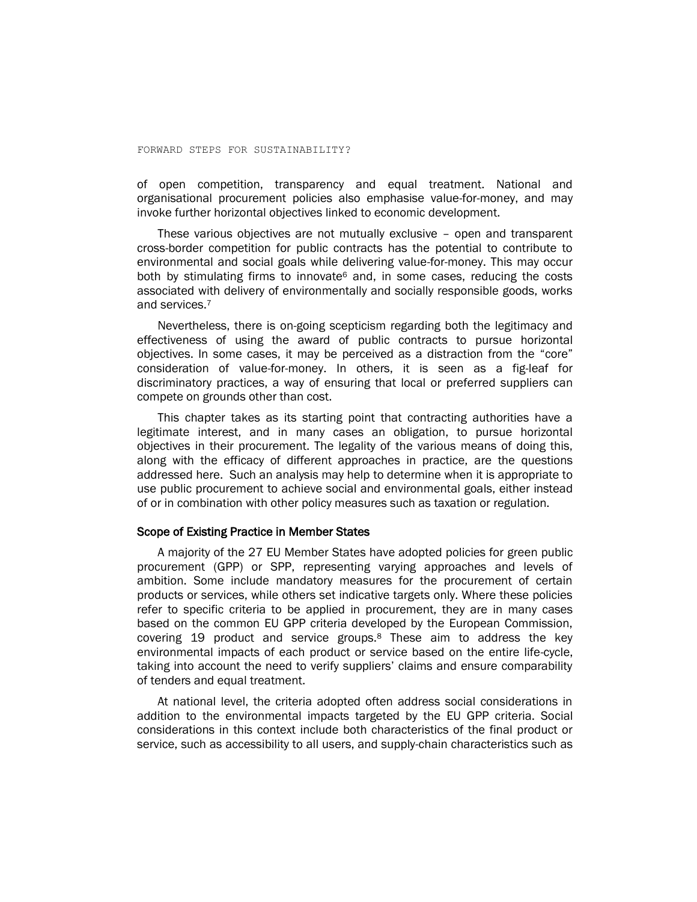of open competition, transparency and equal treatment. National and organisational procurement policies also emphasise value-for-money, and may invoke further horizontal objectives linked to economic development.

These various objectives are not mutually exclusive – open and transparent cross-border competition for public contracts has the potential to contribute to environmental and social goals while delivering value-for-money. This may occur both by stimulating firms to innovate[6] and, in some cases, reducing the costs associated with delivery of environmentally and socially responsible goods, works and services.[7]

Nevertheless, there is on-going scepticism regarding both the legitimacy and effectiveness of using the award of public contracts to pursue horizontal objectives. In some cases, it may be perceived as a distraction from the "core" consideration of value-for-money. In others, it is seen as a fig-leaf for discriminatory practices, a way of ensuring that local or preferred suppliers can compete on grounds other than cost.

This chapter takes as its starting point that contracting authorities have a legitimate interest, and in many cases an obligation, to pursue horizontal objectives in their procurement. The legality of the various means of doing this, along with the efficacy of different approaches in practice, are the questions addressed here. Such an analysis may help to determine when it is appropriate to use public procurement to achieve social and environmental goals, either instead of or in combination with other policy measures such as taxation or regulation.

## Scope of Existing Practice in Member States

A majority of the 27 EU Member States have adopted policies for green public procurement (GPP) or SPP, representing varying approaches and levels of ambition. Some include mandatory measures for the procurement of certain products or services, while others set indicative targets only. Where these policies refer to specific criteria to be applied in procurement, they are in many cases based on the common EU GPP criteria developed by the European Commission, covering 19 product and service groups.[8] These aim to address the key environmental impacts of each product or service based on the entire life-cycle, taking into account the need to verify suppliers' claims and ensure comparability of tenders and equal treatment.

At national level, the criteria adopted often address social considerations in addition to the environmental impacts targeted by the EU GPP criteria. Social considerations in this context include both characteristics of the final product or service, such as accessibility to all users, and supply-chain characteristics such as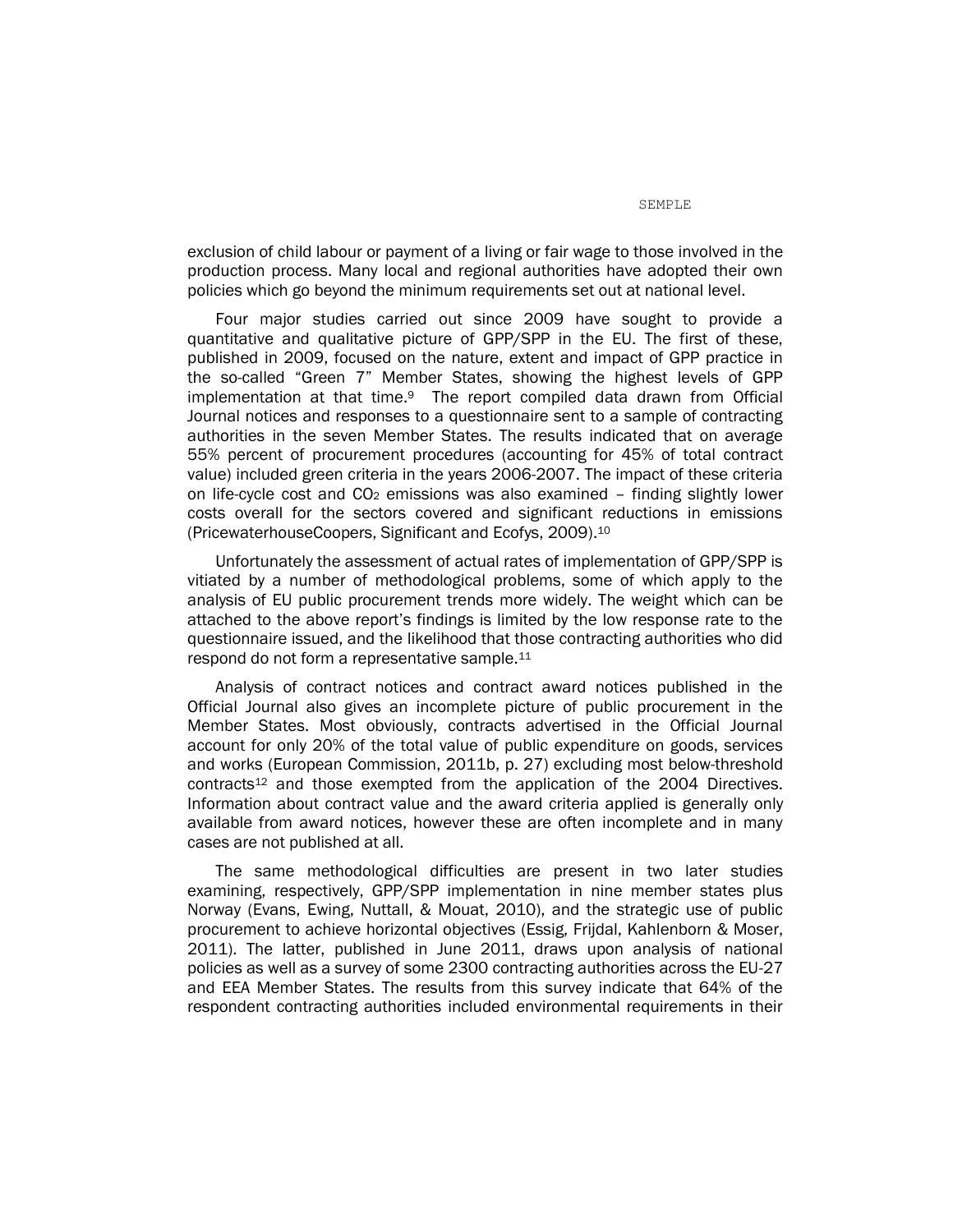exclusion of child labour or payment of a living or fair wage to those involved in the production process. Many local and regional authorities have adopted their own policies which go beyond the minimum requirements set out at national level.

Four major studies carried out since 2009 have sought to provide a quantitative and qualitative picture of GPP/SPP in the EU. The first of these, published in 2009, focused on the nature, extent and impact of GPP practice in the so-called "Green 7" Member States, showing the highest levels of GPP implementation at that time.[9] The report compiled data drawn from Official Journal notices and responses to a questionnaire sent to a sample of contracting authorities in the seven Member States. The results indicated that on average 55% percent of procurement procedures (accounting for 45% of total contract value) included green criteria in the years 2006-2007. The impact of these criteria on life-cycle cost and $CO_2$ emissions was also examined – finding slightly lower costs overall for the sectors covered and significant reductions in emissions (PricewaterhouseCoopers, Significant and Ecofys, 2009).[10]

Unfortunately the assessment of actual rates of implementation of GPP/SPP is vitiated by a number of methodological problems, some of which apply to the analysis of EU public procurement trends more widely. The weight which can be attached to the above report's findings is limited by the low response rate to the questionnaire issued, and the likelihood that those contracting authorities who did respond do not form a representative sample.[11]

Analysis of contract notices and contract award notices published in the Official Journal also gives an incomplete picture of public procurement in the Member States. Most obviously, contracts advertised in the Official Journal account for only 20% of the total value of public expenditure on goods, services and works (European Commission, 2011b, p. 27) excluding most below-threshold contracts[12] and those exempted from the application of the 2004 Directives. Information about contract value and the award criteria applied is generally only available from award notices, however these are often incomplete and in many cases are not published at all.

The same methodological difficulties are present in two later studies examining, respectively, GPP/SPP implementation in nine member states plus Norway (Evans, Ewing, Nuttall, & Mouat, 2010), and the strategic use of public procurement to achieve horizontal objectives (Essig, Frijdal, Kahlenborn & Moser, 2011). The latter, published in June 2011, draws upon analysis of national policies as well as a survey of some 2300 contracting authorities across the EU-27 and EEA Member States. The results from this survey indicate that 64% of the respondent contracting authorities included environmental requirements in their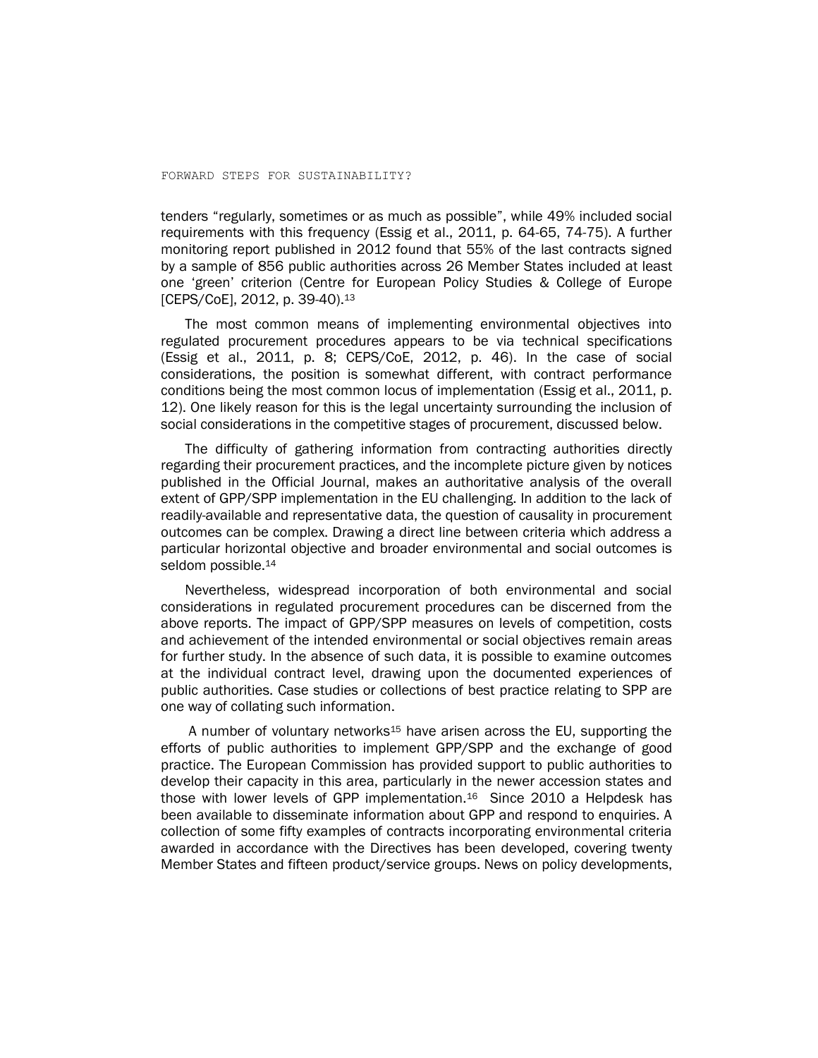tenders "regularly, sometimes or as much as possible", while 49% included social requirements with this frequency (Essig et al., 2011, p. 64-65, 74-75). A further monitoring report published in 2012 found that 55% of the last contracts signed by a sample of 856 public authorities across 26 Member States included at least one 'green' criterion (Centre for European Policy Studies & College of Europe [CEPS/CoE], 2012, p. 39-40).[13]

The most common means of implementing environmental objectives into regulated procurement procedures appears to be via technical specifications (Essig et al., 2011, p. 8; CEPS/CoE, 2012, p. 46). In the case of social considerations, the position is somewhat different, with contract performance conditions being the most common locus of implementation (Essig et al., 2011, p. 12). One likely reason for this is the legal uncertainty surrounding the inclusion of social considerations in the competitive stages of procurement, discussed below.

The difficulty of gathering information from contracting authorities directly regarding their procurement practices, and the incomplete picture given by notices published in the Official Journal, makes an authoritative analysis of the overall extent of GPP/SPP implementation in the EU challenging. In addition to the lack of readily-available and representative data, the question of causality in procurement outcomes can be complex. Drawing a direct line between criteria which address a particular horizontal objective and broader environmental and social outcomes is seldom possible.[14]

Nevertheless, widespread incorporation of both environmental and social considerations in regulated procurement procedures can be discerned from the above reports. The impact of GPP/SPP measures on levels of competition, costs and achievement of the intended environmental or social objectives remain areas for further study. In the absence of such data, it is possible to examine outcomes at the individual contract level, drawing upon the documented experiences of public authorities. Case studies or collections of best practice relating to SPP are one way of collating such information.

A number of voluntary networks[15] have arisen across the EU, supporting the efforts of public authorities to implement GPP/SPP and the exchange of good practice. The European Commission has provided support to public authorities to develop their capacity in this area, particularly in the newer accession states and those with lower levels of GPP implementation.[16] Since 2010 a Helpdesk has been available to disseminate information about GPP and respond to enquiries. A collection of some fifty examples of contracts incorporating environmental criteria awarded in accordance with the Directives has been developed, covering twenty Member States and fifteen product/service groups. News on policy developments,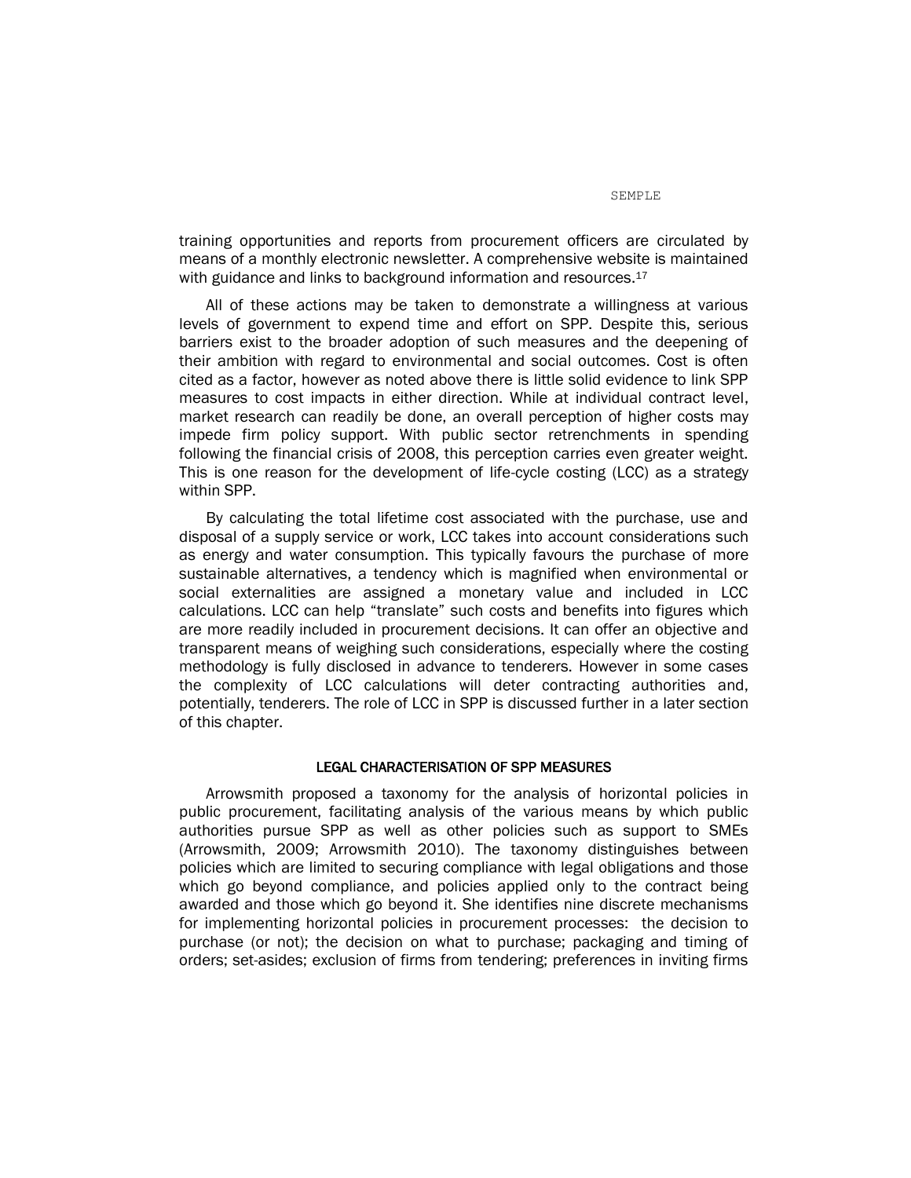training opportunities and reports from procurement officers are circulated by means of a monthly electronic newsletter. A comprehensive website is maintained with guidance and links to background information and resources.[17]

All of these actions may be taken to demonstrate a willingness at various levels of government to expend time and effort on SPP. Despite this, serious barriers exist to the broader adoption of such measures and the deepening of their ambition with regard to environmental and social outcomes. Cost is often cited as a factor, however as noted above there is little solid evidence to link SPP measures to cost impacts in either direction. While at individual contract level, market research can readily be done, an overall perception of higher costs may impede firm policy support. With public sector retrenchments in spending following the financial crisis of 2008, this perception carries even greater weight. This is one reason for the development of life-cycle costing (LCC) as a strategy within SPP.

By calculating the total lifetime cost associated with the purchase, use and disposal of a supply service or work, LCC takes into account considerations such as energy and water consumption. This typically favours the purchase of more sustainable alternatives, a tendency which is magnified when environmental or social externalities are assigned a monetary value and included in LCC calculations. LCC can help "translate" such costs and benefits into figures which are more readily included in procurement decisions. It can offer an objective and transparent means of weighing such considerations, especially where the costing methodology is fully disclosed in advance to tenderers. However in some cases the complexity of LCC calculations will deter contracting authorities and, potentially, tenderers. The role of LCC in SPP is discussed further in a later section of this chapter.

## LEGAL CHARACTERISATION OF SPP MEASURES

Arrowsmith proposed a taxonomy for the analysis of horizontal policies in public procurement, facilitating analysis of the various means by which public authorities pursue SPP as well as other policies such as support to SMEs (Arrowsmith, 2009; Arrowsmith 2010). The taxonomy distinguishes between policies which are limited to securing compliance with legal obligations and those which go beyond compliance, and policies applied only to the contract being awarded and those which go beyond it. She identifies nine discrete mechanisms for implementing horizontal policies in procurement processes: the decision to purchase (or not); the decision on what to purchase; packaging and timing of orders; set-asides; exclusion of firms from tendering; preferences in inviting firms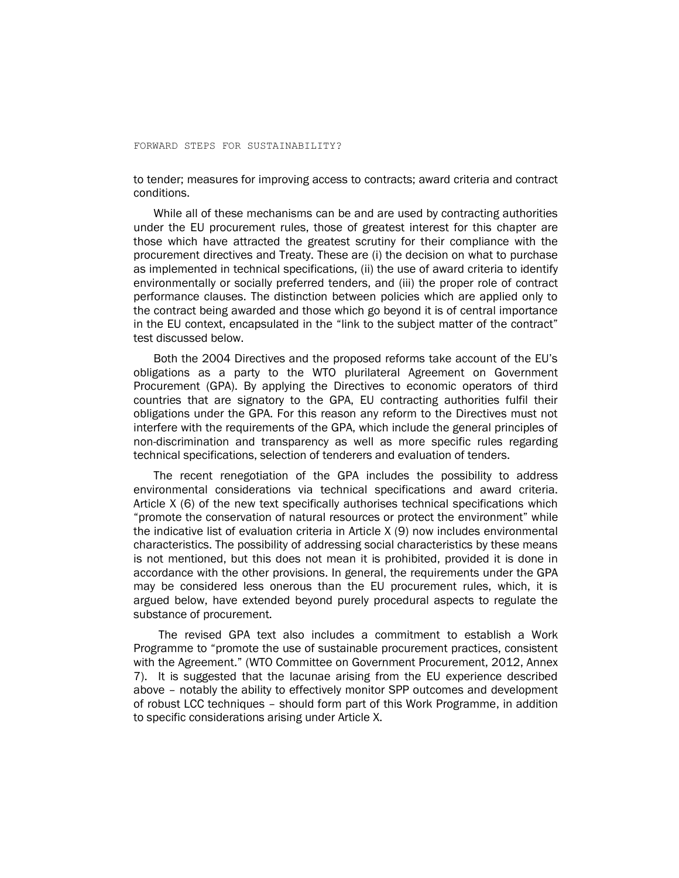to tender; measures for improving access to contracts; award criteria and contract conditions.

While all of these mechanisms can be and are used by contracting authorities under the EU procurement rules, those of greatest interest for this chapter are those which have attracted the greatest scrutiny for their compliance with the procurement directives and Treaty. These are (i) the decision on what to purchase as implemented in technical specifications, (ii) the use of award criteria to identify environmentally or socially preferred tenders, and (iii) the proper role of contract performance clauses. The distinction between policies which are applied only to the contract being awarded and those which go beyond it is of central importance in the EU context, encapsulated in the "link to the subject matter of the contract" test discussed below.

Both the 2004 Directives and the proposed reforms take account of the EU's obligations as a party to the WTO plurilateral Agreement on Government Procurement (GPA). By applying the Directives to economic operators of third countries that are signatory to the GPA, EU contracting authorities fulfil their obligations under the GPA. For this reason any reform to the Directives must not interfere with the requirements of the GPA, which include the general principles of non-discrimination and transparency as well as more specific rules regarding technical specifications, selection of tenderers and evaluation of tenders.

The recent renegotiation of the GPA includes the possibility to address environmental considerations via technical specifications and award criteria. Article X (6) of the new text specifically authorises technical specifications which "promote the conservation of natural resources or protect the environment" while the indicative list of evaluation criteria in Article X (9) now includes environmental characteristics. The possibility of addressing social characteristics by these means is not mentioned, but this does not mean it is prohibited, provided it is done in accordance with the other provisions. In general, the requirements under the GPA may be considered less onerous than the EU procurement rules, which, it is argued below, have extended beyond purely procedural aspects to regulate the substance of procurement.

The revised GPA text also includes a commitment to establish a Work Programme to "promote the use of sustainable procurement practices, consistent with the Agreement." (WTO Committee on Government Procurement, 2012, Annex 7). It is suggested that the lacunae arising from the EU experience described above – notably the ability to effectively monitor SPP outcomes and development of robust LCC techniques – should form part of this Work Programme, in addition to specific considerations arising under Article X.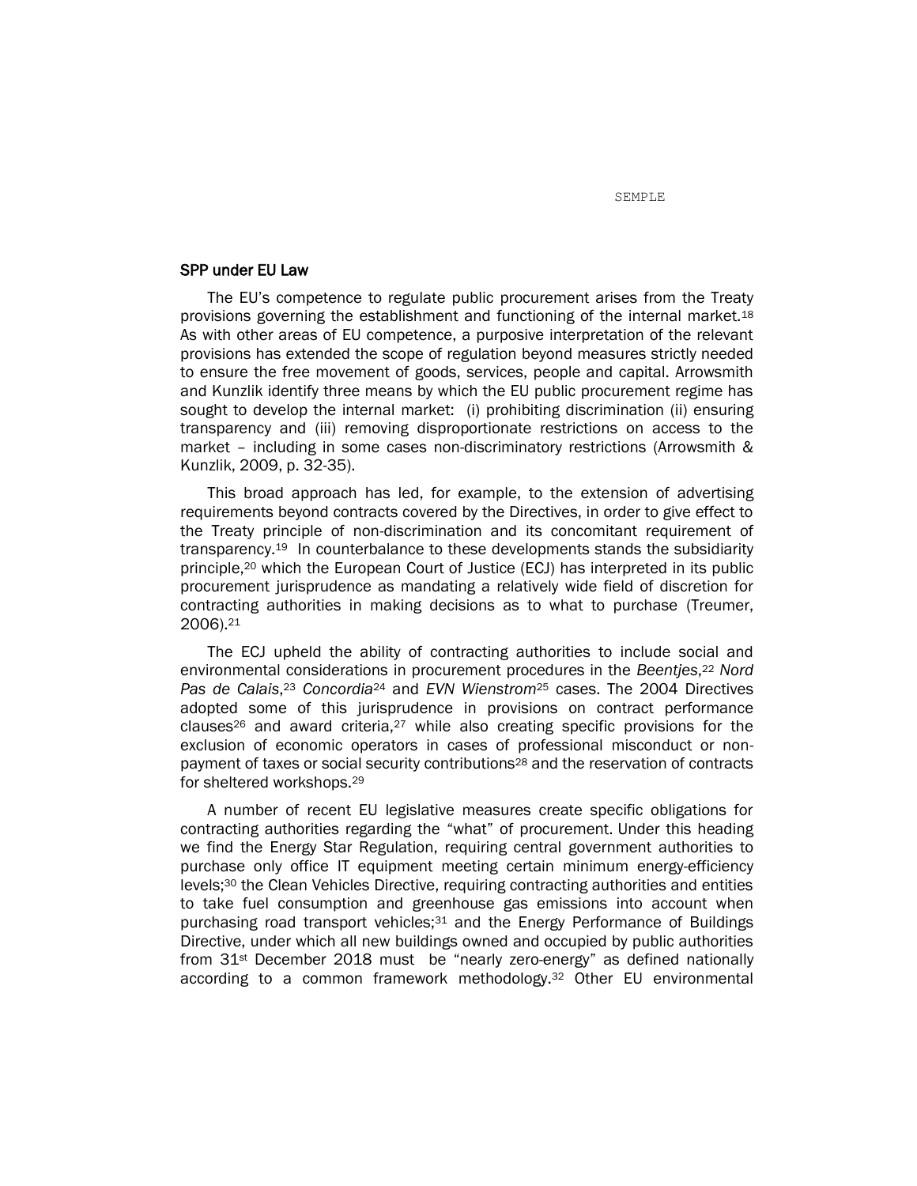## SPP under EU Law

The EU's competence to regulate public procurement arises from the Treaty provisions governing the establishment and functioning of the internal market.[18] As with other areas of EU competence, a purposive interpretation of the relevant provisions has extended the scope of regulation beyond measures strictly needed to ensure the free movement of goods, services, people and capital. Arrowsmith and Kunzlik identify three means by which the EU public procurement regime has sought to develop the internal market: (i) prohibiting discrimination (ii) ensuring transparency and (iii) removing disproportionate restrictions on access to the market – including in some cases non-discriminatory restrictions (Arrowsmith & Kunzlik, 2009, p. 32-35).

This broad approach has led, for example, to the extension of advertising requirements beyond contracts covered by the Directives, in order to give effect to the Treaty principle of non-discrimination and its concomitant requirement of transparency.[19] In counterbalance to these developments stands the subsidiarity principle,[20] which the European Court of Justice (ECJ) has interpreted in its public procurement jurisprudence as mandating a relatively wide field of discretion for contracting authorities in making decisions as to what to purchase (Treumer, 2006).[21]

The ECJ upheld the ability of contracting authorities to include social and environmental considerations in procurement procedures in the *Beentjes*,[22] *Nord Pas de Calais*,[23] *Concordia*[24] and *EVN Wienstrom*[25] cases. The 2004 Directives adopted some of this jurisprudence in provisions on contract performance clauses[26] and award criteria,[27] while also creating specific provisions for the exclusion of economic operators in cases of professional misconduct or non-payment of taxes or social security contributions[28] and the reservation of contracts for sheltered workshops.[29]

A number of recent EU legislative measures create specific obligations for contracting authorities regarding the "what" of procurement. Under this heading we find the Energy Star Regulation, requiring central government authorities to purchase only office IT equipment meeting certain minimum energy-efficiency levels;[30] the Clean Vehicles Directive, requiring contracting authorities and entities to take fuel consumption and greenhouse gas emissions into account when purchasing road transport vehicles;[31] and the Energy Performance of Buildings Directive, under which all new buildings owned and occupied by public authorities from 31st December 2018 must be "nearly zero-energy" as defined nationally according to a common framework methodology.[32] Other EU environmental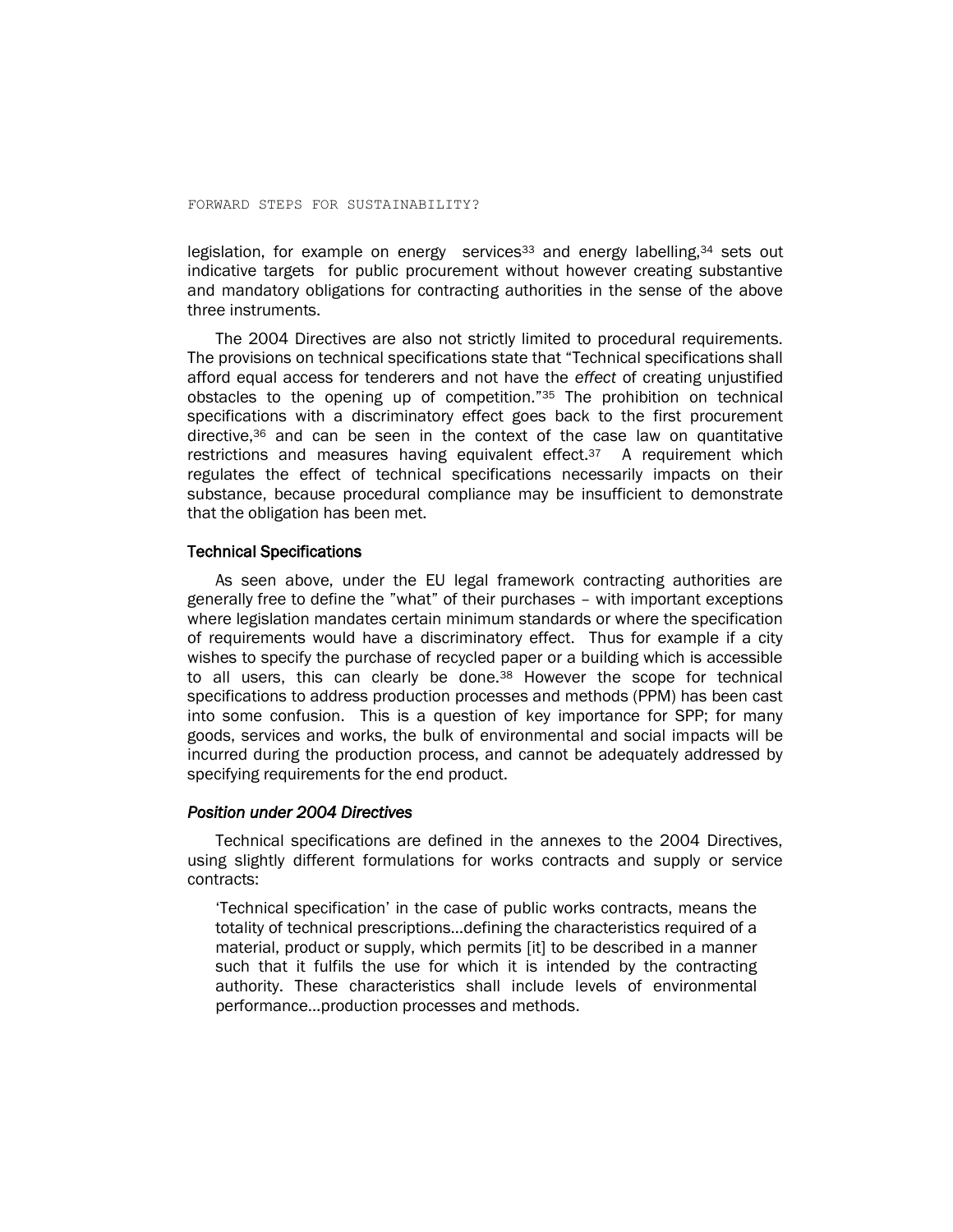legislation, for example on energy services[33] and energy labelling,[34] sets out indicative targets for public procurement without however creating substantive and mandatory obligations for contracting authorities in the sense of the above three instruments.

The 2004 Directives are also not strictly limited to procedural requirements. The provisions on technical specifications state that "Technical specifications shall afford equal access for tenderers and not have the *effect* of creating unjustified obstacles to the opening up of competition."[35] The prohibition on technical specifications with a discriminatory effect goes back to the first procurement directive,[36] and can be seen in the context of the case law on quantitative restrictions and measures having equivalent effect.[37] A requirement which regulates the effect of technical specifications necessarily impacts on their substance, because procedural compliance may be insufficient to demonstrate that the obligation has been met.

### Technical Specifications

As seen above, under the EU legal framework contracting authorities are generally free to define the "what" of their purchases – with important exceptions where legislation mandates certain minimum standards or where the specification of requirements would have a discriminatory effect. Thus for example if a city wishes to specify the purchase of recycled paper or a building which is accessible to all users, this can clearly be done.[38] However the scope for technical specifications to address production processes and methods (PPM) has been cast into some confusion. This is a question of key importance for SPP; for many goods, services and works, the bulk of environmental and social impacts will be incurred during the production process, and cannot be adequately addressed by specifying requirements for the end product.

#### *Position under 2004 Directives*

Technical specifications are defined in the annexes to the 2004 Directives, using slightly different formulations for works contracts and supply or service contracts:

> 'Technical specification' in the case of public works contracts, means the totality of technical prescriptions...defining the characteristics required of a material, product or supply, which permits [it] to be described in a manner such that it fulfils the use for which it is intended by the contracting authority. These characteristics shall include levels of environmental performance...production processes and methods.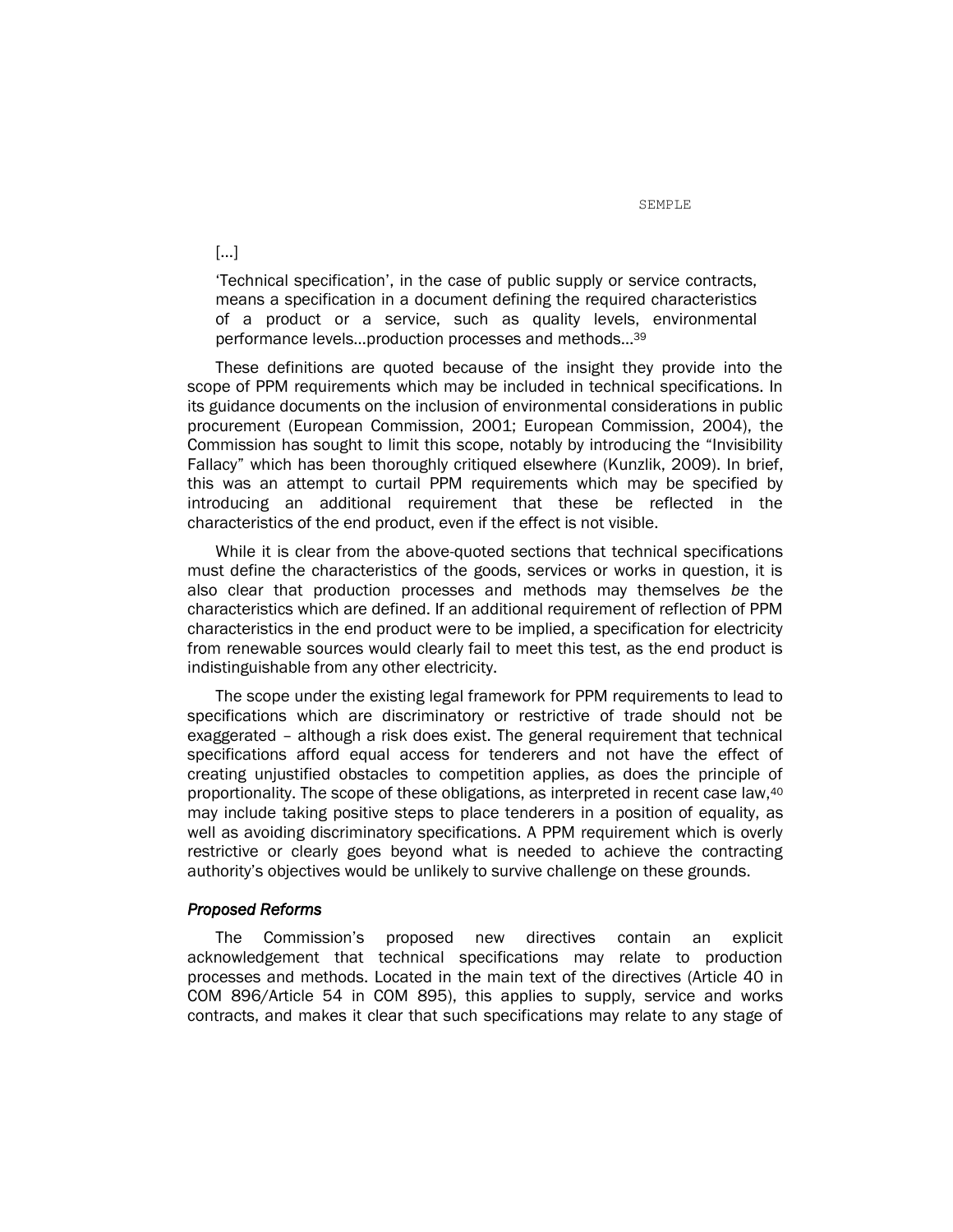[...]

> 'Technical specification', in the case of public supply or service contracts, means a specification in a document defining the required characteristics of a product or a service, such as quality levels, environmental performance levels…production processes and methods…[39]

These definitions are quoted because of the insight they provide into the scope of PPM requirements which may be included in technical specifications. In its guidance documents on the inclusion of environmental considerations in public procurement (European Commission, 2001; European Commission, 2004), the Commission has sought to limit this scope, notably by introducing the "Invisibility Fallacy" which has been thoroughly critiqued elsewhere (Kunzlik, 2009). In brief, this was an attempt to curtail PPM requirements which may be specified by introducing an additional requirement that these be reflected in the characteristics of the end product, even if the effect is not visible.

While it is clear from the above-quoted sections that technical specifications must define the characteristics of the goods, services or works in question, it is also clear that production processes and methods may themselves *be* the characteristics which are defined. If an additional requirement of reflection of PPM characteristics in the end product were to be implied, a specification for electricity from renewable sources would clearly fail to meet this test, as the end product is indistinguishable from any other electricity.

The scope under the existing legal framework for PPM requirements to lead to specifications which are discriminatory or restrictive of trade should not be exaggerated – although a risk does exist. The general requirement that technical specifications afford equal access for tenderers and not have the effect of creating unjustified obstacles to competition applies, as does the principle of proportionality. The scope of these obligations, as interpreted in recent case law,[40] may include taking positive steps to place tenderers in a position of equality, as well as avoiding discriminatory specifications. A PPM requirement which is overly restrictive or clearly goes beyond what is needed to achieve the contracting authority's objectives would be unlikely to survive challenge on these grounds.

### *Proposed Reforms*

The Commission's proposed new directives contain an explicit acknowledgement that technical specifications may relate to production processes and methods. Located in the main text of the directives (Article 40 in COM 896/Article 54 in COM 895), this applies to supply, service and works contracts, and makes it clear that such specifications may relate to any stage of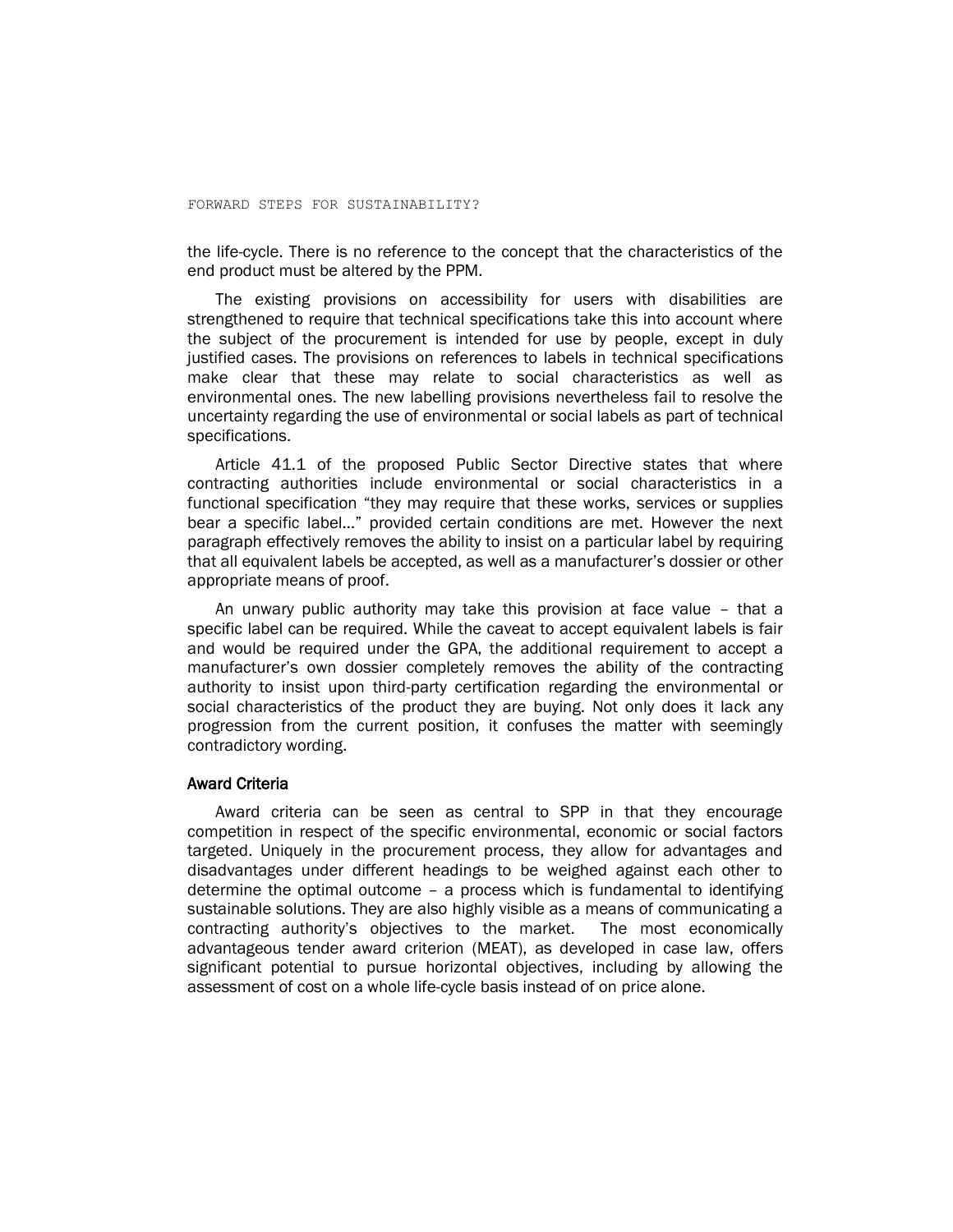the life-cycle. There is no reference to the concept that the characteristics of the end product must be altered by the PPM.

The existing provisions on accessibility for users with disabilities are strengthened to require that technical specifications take this into account where the subject of the procurement is intended for use by people, except in duly justified cases. The provisions on references to labels in technical specifications make clear that these may relate to social characteristics as well as environmental ones. The new labelling provisions nevertheless fail to resolve the uncertainty regarding the use of environmental or social labels as part of technical specifications.

Article 41.1 of the proposed Public Sector Directive states that where contracting authorities include environmental or social characteristics in a functional specification "they may require that these works, services or supplies bear a specific label…" provided certain conditions are met. However the next paragraph effectively removes the ability to insist on a particular label by requiring that all equivalent labels be accepted, as well as a manufacturer's dossier or other appropriate means of proof.

An unwary public authority may take this provision at face value – that a specific label can be required. While the caveat to accept equivalent labels is fair and would be required under the GPA, the additional requirement to accept a manufacturer's own dossier completely removes the ability of the contracting authority to insist upon third-party certification regarding the environmental or social characteristics of the product they are buying. Not only does it lack any progression from the current position, it confuses the matter with seemingly contradictory wording.

### Award Criteria

Award criteria can be seen as central to SPP in that they encourage competition in respect of the specific environmental, economic or social factors targeted. Uniquely in the procurement process, they allow for advantages and disadvantages under different headings to be weighed against each other to determine the optimal outcome – a process which is fundamental to identifying sustainable solutions. They are also highly visible as a means of communicating a contracting authority's objectives to the market. The most economically advantageous tender award criterion (MEAT), as developed in case law, offers significant potential to pursue horizontal objectives, including by allowing the assessment of cost on a whole life-cycle basis instead of on price alone.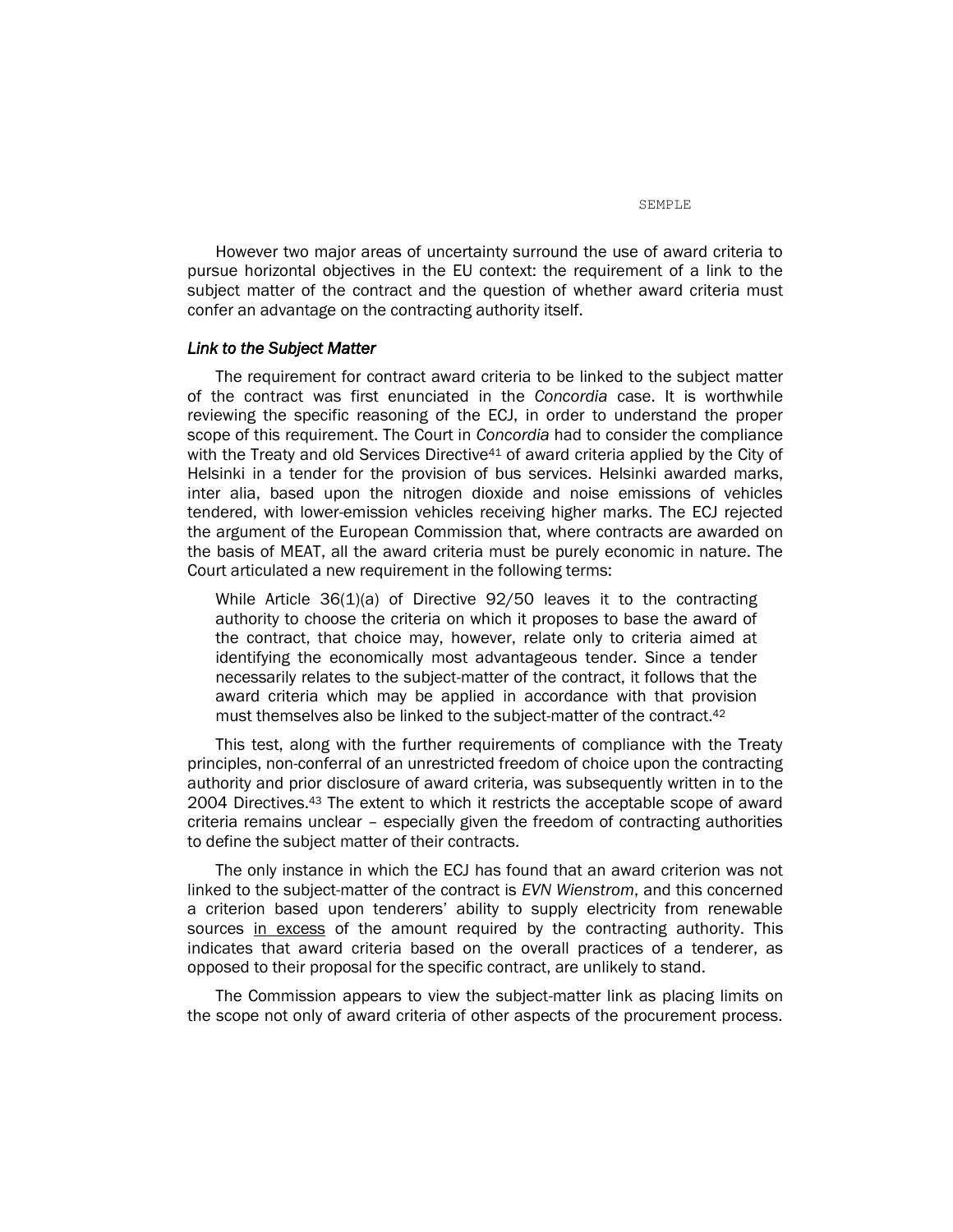However two major areas of uncertainty surround the use of award criteria to pursue horizontal objectives in the EU context: the requirement of a link to the subject matter of the contract and the question of whether award criteria must confer an advantage on the contracting authority itself.

### *Link to the Subject Matter*

The requirement for contract award criteria to be linked to the subject matter of the contract was first enunciated in the *Concordia* case. It is worthwhile reviewing the specific reasoning of the ECJ, in order to understand the proper scope of this requirement. The Court in *Concordia* had to consider the compliance with the Treaty and old Services Directive[41] of award criteria applied by the City of Helsinki in a tender for the provision of bus services. Helsinki awarded marks, inter alia, based upon the nitrogen dioxide and noise emissions of vehicles tendered, with lower-emission vehicles receiving higher marks. The ECJ rejected the argument of the European Commission that, where contracts are awarded on the basis of MEAT, all the award criteria must be purely economic in nature. The Court articulated a new requirement in the following terms:

> While Article 36(1)(a) of Directive 92/50 leaves it to the contracting authority to choose the criteria on which it proposes to base the award of the contract, that choice may, however, relate only to criteria aimed at identifying the economically most advantageous tender. Since a tender necessarily relates to the subject-matter of the contract, it follows that the award criteria which may be applied in accordance with that provision must themselves also be linked to the subject-matter of the contract.[42]

This test, along with the further requirements of compliance with the Treaty principles, non-conferral of an unrestricted freedom of choice upon the contracting authority and prior disclosure of award criteria, was subsequently written in to the 2004 Directives.[43] The extent to which it restricts the acceptable scope of award criteria remains unclear – especially given the freedom of contracting authorities to define the subject matter of their contracts.

The only instance in which the ECJ has found that an award criterion was not linked to the subject-matter of the contract is *EVN Wienstrom*, and this concerned a criterion based upon tenderers' ability to supply electricity from renewable sources <u>in excess</u> of the amount required by the contracting authority. This indicates that award criteria based on the overall practices of a tenderer, as opposed to their proposal for the specific contract, are unlikely to stand.

The Commission appears to view the subject-matter link as placing limits on the scope not only of award criteria of other aspects of the procurement process.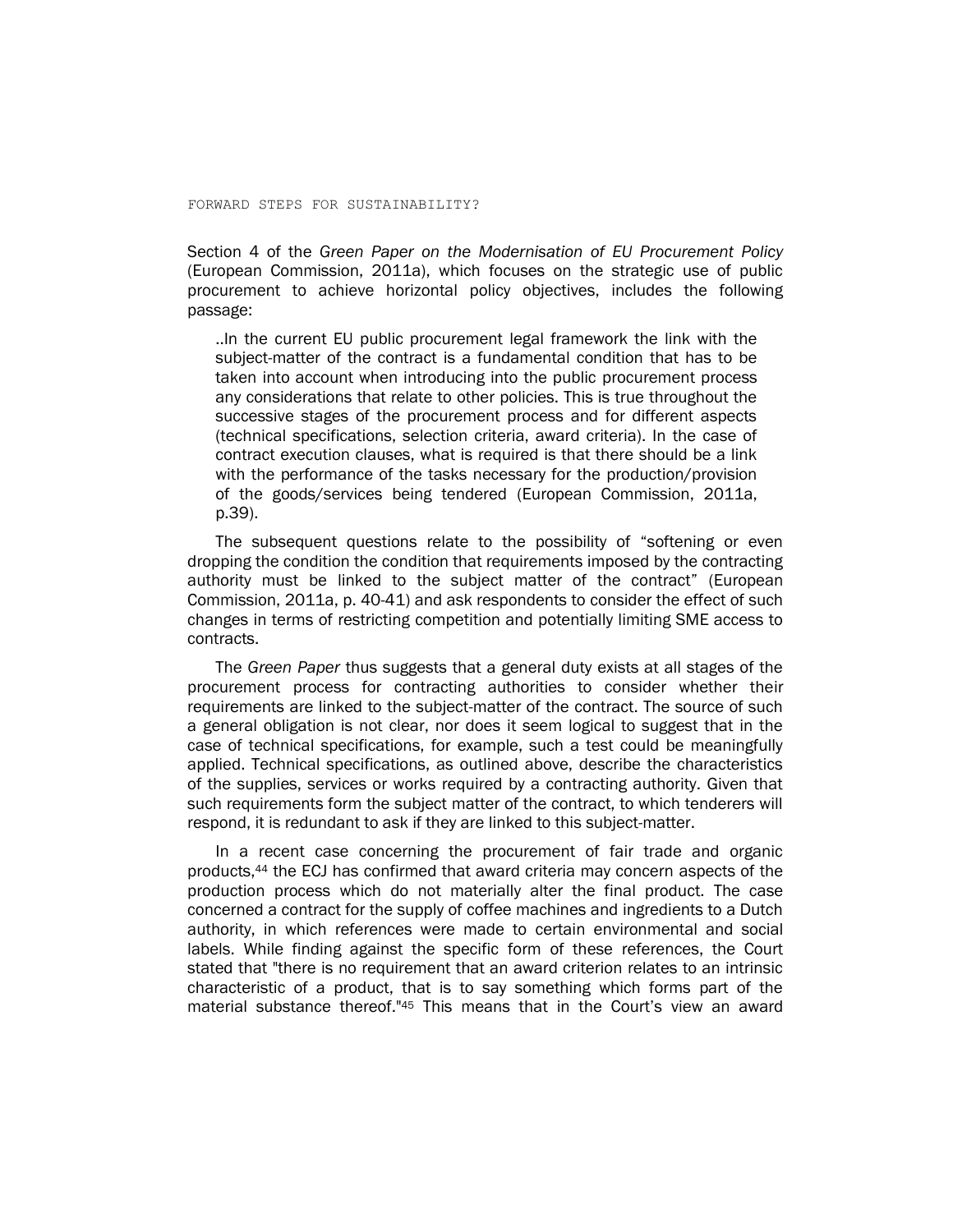Section 4 of the *Green Paper on the Modernisation of EU Procurement Policy* (European Commission, 2011a), which focuses on the strategic use of public procurement to achieve horizontal policy objectives, includes the following passage:

> ..In the current EU public procurement legal framework the link with the subject-matter of the contract is a fundamental condition that has to be taken into account when introducing into the public procurement process any considerations that relate to other policies. This is true throughout the successive stages of the procurement process and for different aspects (technical specifications, selection criteria, award criteria). In the case of contract execution clauses, what is required is that there should be a link with the performance of the tasks necessary for the production/provision of the goods/services being tendered (European Commission, 2011a, p.39).

The subsequent questions relate to the possibility of "softening or even dropping the condition the condition that requirements imposed by the contracting authority must be linked to the subject matter of the contract" (European Commission, 2011a, p. 40-41) and ask respondents to consider the effect of such changes in terms of restricting competition and potentially limiting SME access to contracts.

The *Green Paper* thus suggests that a general duty exists at all stages of the procurement process for contracting authorities to consider whether their requirements are linked to the subject-matter of the contract. The source of such a general obligation is not clear, nor does it seem logical to suggest that in the case of technical specifications, for example, such a test could be meaningfully applied. Technical specifications, as outlined above, describe the characteristics of the supplies, services or works required by a contracting authority. Given that such requirements form the subject matter of the contract, to which tenderers will respond, it is redundant to ask if they are linked to this subject-matter.

In a recent case concerning the procurement of fair trade and organic products,[44] the ECJ has confirmed that award criteria may concern aspects of the production process which do not materially alter the final product. The case concerned a contract for the supply of coffee machines and ingredients to a Dutch authority, in which references were made to certain environmental and social labels. While finding against the specific form of these references, the Court stated that "there is no requirement that an award criterion relates to an intrinsic characteristic of a product, that is to say something which forms part of the material substance thereof."[45] This means that in the Court's view an award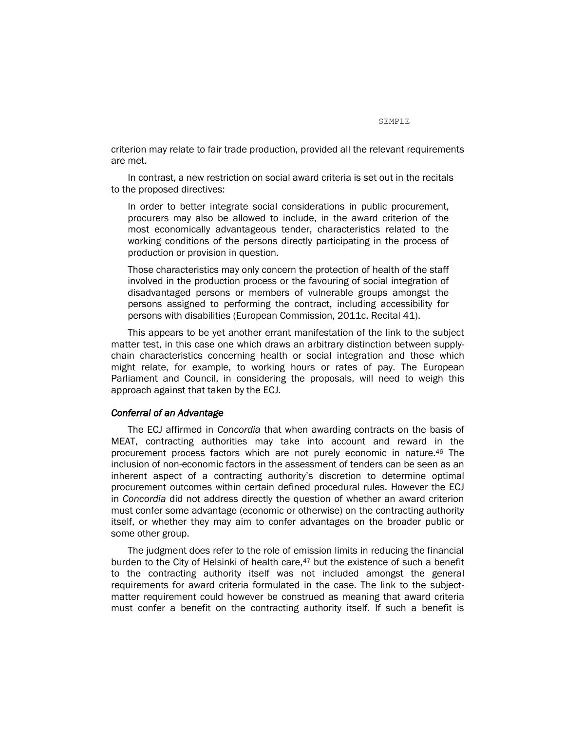criterion may relate to fair trade production, provided all the relevant requirements are met.

In contrast, a new restriction on social award criteria is set out in the recitals to the proposed directives:

> In order to better integrate social considerations in public procurement, procurers may also be allowed to include, in the award criterion of the most economically advantageous tender, characteristics related to the working conditions of the persons directly participating in the process of production or provision in question.
>
> Those characteristics may only concern the protection of health of the staff involved in the production process or the favouring of social integration of disadvantaged persons or members of vulnerable groups amongst the persons assigned to performing the contract, including accessibility for persons with disabilities (European Commission, 2011c, Recital 41).

This appears to be yet another errant manifestation of the link to the subject matter test, in this case one which draws an arbitrary distinction between supply-chain characteristics concerning health or social integration and those which might relate, for example, to working hours or rates of pay. The European Parliament and Council, in considering the proposals, will need to weigh this approach against that taken by the ECJ.

### *Conferral of an Advantage*

The ECJ affirmed in *Concordia* that when awarding contracts on the basis of MEAT, contracting authorities may take into account and reward in the procurement process factors which are not purely economic in nature.[46] The inclusion of non-economic factors in the assessment of tenders can be seen as an inherent aspect of a contracting authority's discretion to determine optimal procurement outcomes within certain defined procedural rules. However the ECJ in *Concordia* did not address directly the question of whether an award criterion must confer some advantage (economic or otherwise) on the contracting authority itself, or whether they may aim to confer advantages on the broader public or some other group.

The judgment does refer to the role of emission limits in reducing the financial burden to the City of Helsinki of health care,[47] but the existence of such a benefit to the contracting authority itself was not included amongst the general requirements for award criteria formulated in the case. The link to the subject-matter requirement could however be construed as meaning that award criteria must confer a benefit on the contracting authority itself. If such a benefit is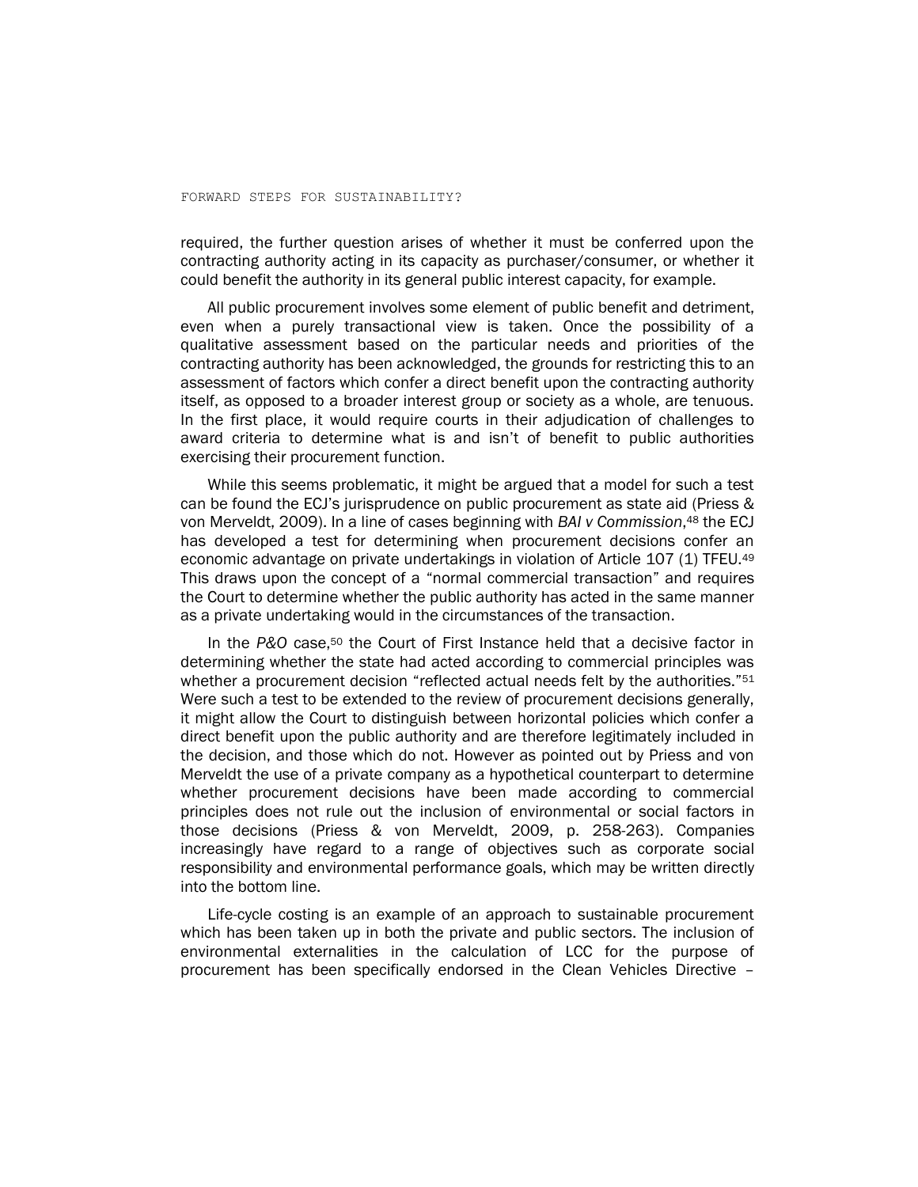required, the further question arises of whether it must be conferred upon the contracting authority acting in its capacity as purchaser/consumer, or whether it could benefit the authority in its general public interest capacity, for example.

All public procurement involves some element of public benefit and detriment, even when a purely transactional view is taken. Once the possibility of a qualitative assessment based on the particular needs and priorities of the contracting authority has been acknowledged, the grounds for restricting this to an assessment of factors which confer a direct benefit upon the contracting authority itself, as opposed to a broader interest group or society as a whole, are tenuous. In the first place, it would require courts in their adjudication of challenges to award criteria to determine what is and isn't of benefit to public authorities exercising their procurement function.

While this seems problematic, it might be argued that a model for such a test can be found the ECJ's jurisprudence on public procurement as state aid (Priess & von Merveldt, 2009). In a line of cases beginning with *BAI v Commission*,[48] the ECJ has developed a test for determining when procurement decisions confer an economic advantage on private undertakings in violation of Article 107 (1) TFEU.[49] This draws upon the concept of a "normal commercial transaction" and requires the Court to determine whether the public authority has acted in the same manner as a private undertaking would in the circumstances of the transaction.

In the *P&O* case,[50] the Court of First Instance held that a decisive factor in determining whether the state had acted according to commercial principles was whether a procurement decision "reflected actual needs felt by the authorities."[51] Were such a test to be extended to the review of procurement decisions generally, it might allow the Court to distinguish between horizontal policies which confer a direct benefit upon the public authority and are therefore legitimately included in the decision, and those which do not. However as pointed out by Priess and von Merveldt the use of a private company as a hypothetical counterpart to determine whether procurement decisions have been made according to commercial principles does not rule out the inclusion of environmental or social factors in those decisions (Priess & von Merveldt, 2009, p. 258-263). Companies increasingly have regard to a range of objectives such as corporate social responsibility and environmental performance goals, which may be written directly into the bottom line.

Life-cycle costing is an example of an approach to sustainable procurement which has been taken up in both the private and public sectors. The inclusion of environmental externalities in the calculation of LCC for the purpose of procurement has been specifically endorsed in the Clean Vehicles Directive –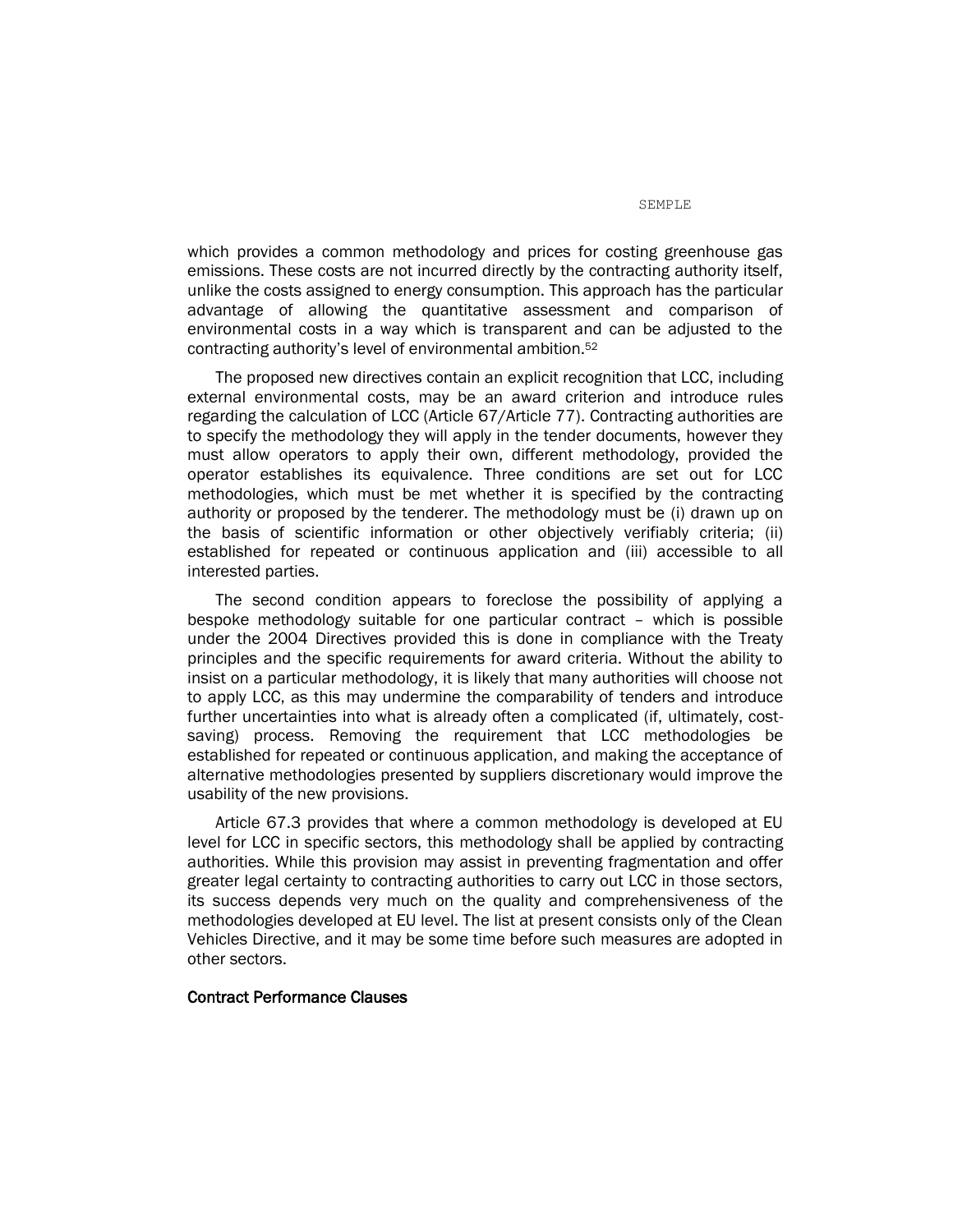which provides a common methodology and prices for costing greenhouse gas emissions. These costs are not incurred directly by the contracting authority itself, unlike the costs assigned to energy consumption. This approach has the particular advantage of allowing the quantitative assessment and comparison of environmental costs in a way which is transparent and can be adjusted to the contracting authority's level of environmental ambition.[52]

The proposed new directives contain an explicit recognition that LCC, including external environmental costs, may be an award criterion and introduce rules regarding the calculation of LCC (Article 67/Article 77). Contracting authorities are to specify the methodology they will apply in the tender documents, however they must allow operators to apply their own, different methodology, provided the operator establishes its equivalence. Three conditions are set out for LCC methodologies, which must be met whether it is specified by the contracting authority or proposed by the tenderer. The methodology must be (i) drawn up on the basis of scientific information or other objectively verifiably criteria; (ii) established for repeated or continuous application and (iii) accessible to all interested parties.

The second condition appears to foreclose the possibility of applying a bespoke methodology suitable for one particular contract – which is possible under the 2004 Directives provided this is done in compliance with the Treaty principles and the specific requirements for award criteria. Without the ability to insist on a particular methodology, it is likely that many authorities will choose not to apply LCC, as this may undermine the comparability of tenders and introduce further uncertainties into what is already often a complicated (if, ultimately, cost-saving) process. Removing the requirement that LCC methodologies be established for repeated or continuous application, and making the acceptance of alternative methodologies presented by suppliers discretionary would improve the usability of the new provisions.

Article 67.3 provides that where a common methodology is developed at EU level for LCC in specific sectors, this methodology shall be applied by contracting authorities. While this provision may assist in preventing fragmentation and offer greater legal certainty to contracting authorities to carry out LCC in those sectors, its success depends very much on the quality and comprehensiveness of the methodologies developed at EU level. The list at present consists only of the Clean Vehicles Directive, and it may be some time before such measures are adopted in other sectors.

### Contract Performance Clauses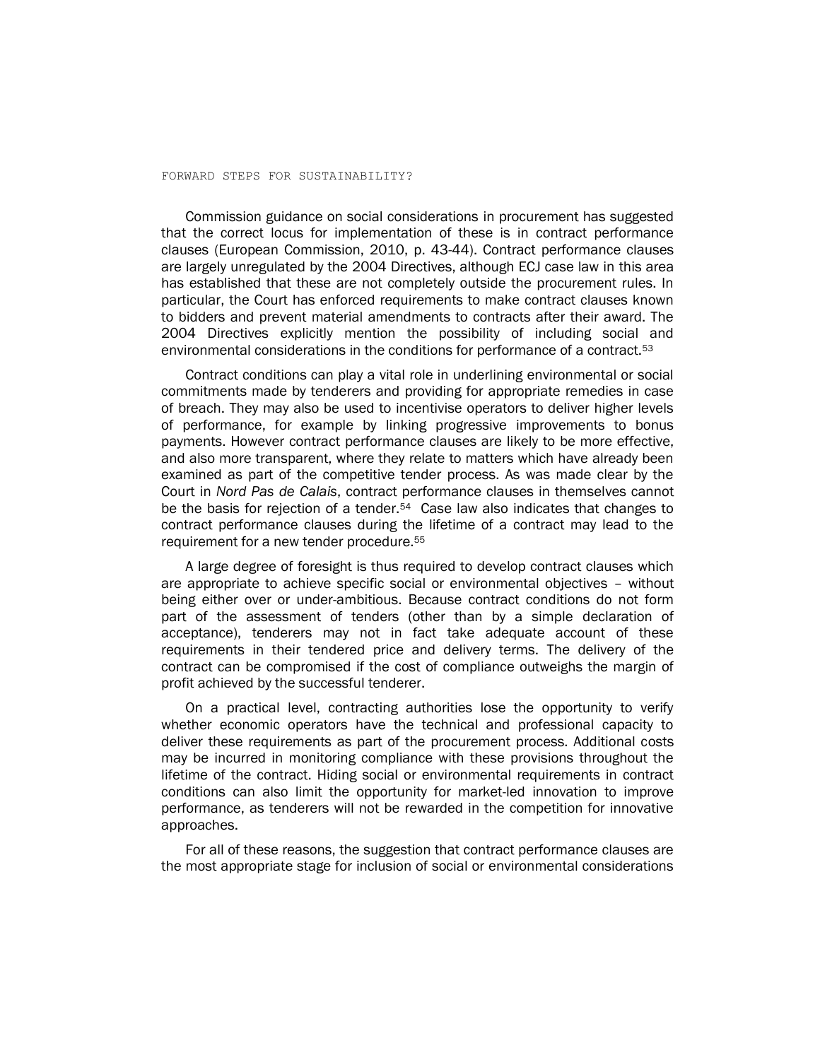Commission guidance on social considerations in procurement has suggested that the correct locus for implementation of these is in contract performance clauses (European Commission, 2010, p. 43-44). Contract performance clauses are largely unregulated by the 2004 Directives, although ECJ case law in this area has established that these are not completely outside the procurement rules. In particular, the Court has enforced requirements to make contract clauses known to bidders and prevent material amendments to contracts after their award. The 2004 Directives explicitly mention the possibility of including social and environmental considerations in the conditions for performance of a contract.[53]

Contract conditions can play a vital role in underlining environmental or social commitments made by tenderers and providing for appropriate remedies in case of breach. They may also be used to incentivise operators to deliver higher levels of performance, for example by linking progressive improvements to bonus payments. However contract performance clauses are likely to be more effective, and also more transparent, where they relate to matters which have already been examined as part of the competitive tender process. As was made clear by the Court in *Nord Pas de Calais*, contract performance clauses in themselves cannot be the basis for rejection of a tender.[54] Case law also indicates that changes to contract performance clauses during the lifetime of a contract may lead to the requirement for a new tender procedure.[55]

A large degree of foresight is thus required to develop contract clauses which are appropriate to achieve specific social or environmental objectives – without being either over or under-ambitious. Because contract conditions do not form part of the assessment of tenders (other than by a simple declaration of acceptance), tenderers may not in fact take adequate account of these requirements in their tendered price and delivery terms. The delivery of the contract can be compromised if the cost of compliance outweighs the margin of profit achieved by the successful tenderer.

On a practical level, contracting authorities lose the opportunity to verify whether economic operators have the technical and professional capacity to deliver these requirements as part of the procurement process. Additional costs may be incurred in monitoring compliance with these provisions throughout the lifetime of the contract. Hiding social or environmental requirements in contract conditions can also limit the opportunity for market-led innovation to improve performance, as tenderers will not be rewarded in the competition for innovative approaches.

For all of these reasons, the suggestion that contract performance clauses are the most appropriate stage for inclusion of social or environmental considerations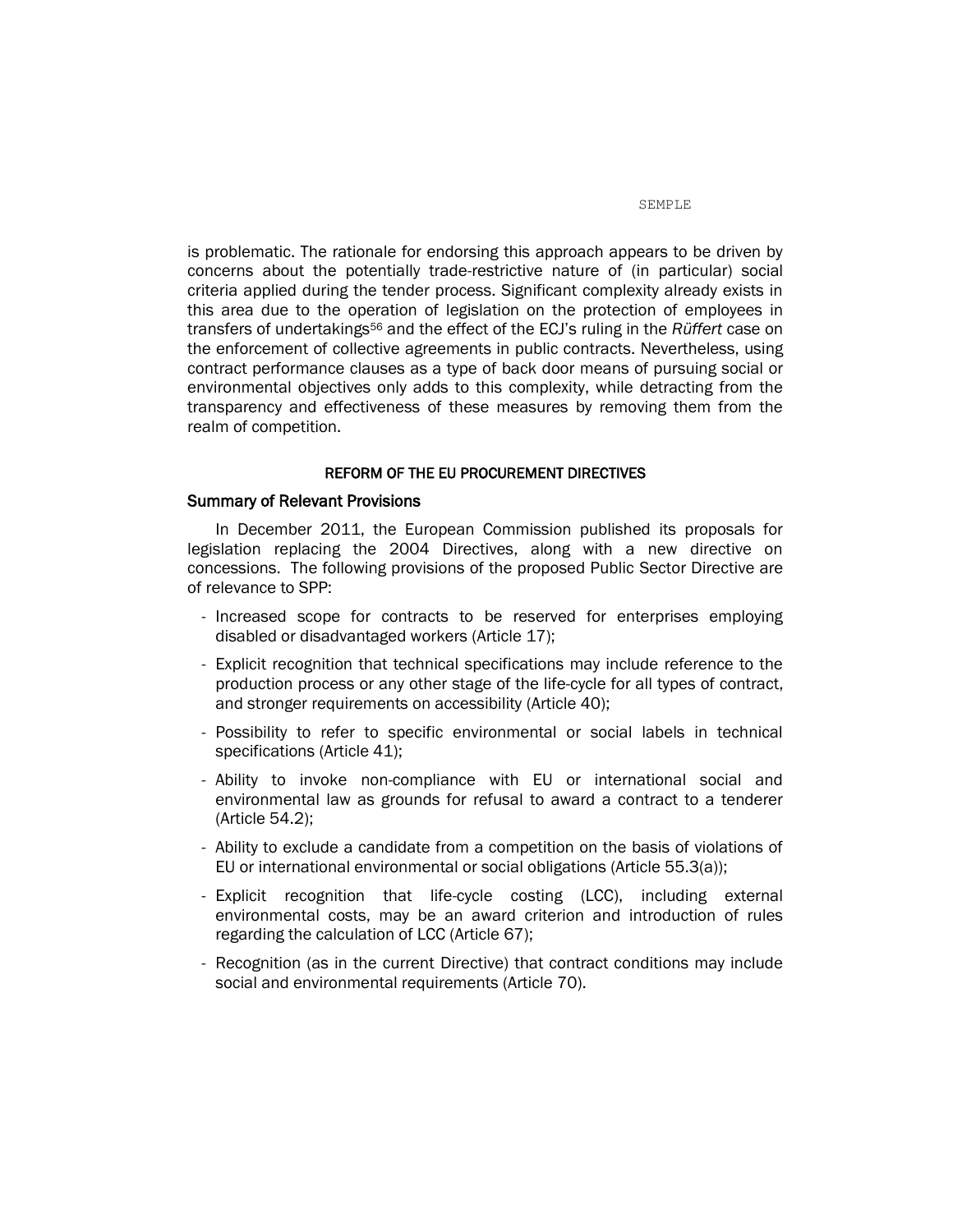is problematic. The rationale for endorsing this approach appears to be driven by concerns about the potentially trade-restrictive nature of (in particular) social criteria applied during the tender process. Significant complexity already exists in this area due to the operation of legislation on the protection of employees in transfers of undertakings[56] and the effect of the ECJ's ruling in the *Rüffert* case on the enforcement of collective agreements in public contracts. Nevertheless, using contract performance clauses as a type of back door means of pursuing social or environmental objectives only adds to this complexity, while detracting from the transparency and effectiveness of these measures by removing them from the realm of competition.

## REFORM OF THE EU PROCUREMENT DIRECTIVES

### Summary of Relevant Provisions

In December 2011, the European Commission published its proposals for legislation replacing the 2004 Directives, along with a new directive on concessions. The following provisions of the proposed Public Sector Directive are of relevance to SPP:

- Increased scope for contracts to be reserved for enterprises employing disabled or disadvantaged workers (Article 17);
- Explicit recognition that technical specifications may include reference to the production process or any other stage of the life-cycle for all types of contract, and stronger requirements on accessibility (Article 40);
- Possibility to refer to specific environmental or social labels in technical specifications (Article 41);
- Ability to invoke non-compliance with EU or international social and environmental law as grounds for refusal to award a contract to a tenderer (Article 54.2);
- Ability to exclude a candidate from a competition on the basis of violations of EU or international environmental or social obligations (Article 55.3(a));
- Explicit recognition that life-cycle costing (LCC), including external environmental costs, may be an award criterion and introduction of rules regarding the calculation of LCC (Article 67);
- Recognition (as in the current Directive) that contract conditions may include social and environmental requirements (Article 70).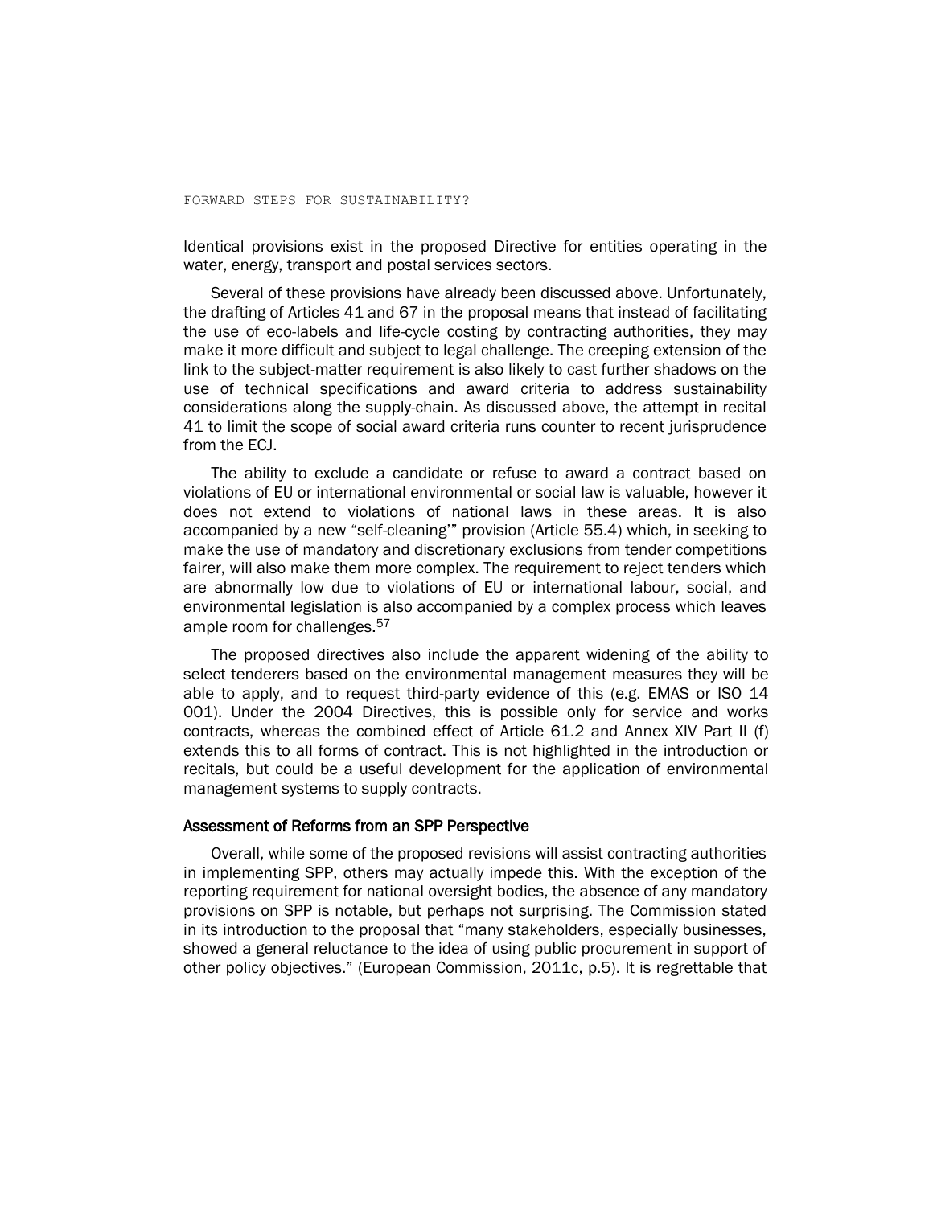Identical provisions exist in the proposed Directive for entities operating in the water, energy, transport and postal services sectors.

Several of these provisions have already been discussed above. Unfortunately, the drafting of Articles 41 and 67 in the proposal means that instead of facilitating the use of eco-labels and life-cycle costing by contracting authorities, they may make it more difficult and subject to legal challenge. The creeping extension of the link to the subject-matter requirement is also likely to cast further shadows on the use of technical specifications and award criteria to address sustainability considerations along the supply-chain. As discussed above, the attempt in recital 41 to limit the scope of social award criteria runs counter to recent jurisprudence from the ECJ.

The ability to exclude a candidate or refuse to award a contract based on violations of EU or international environmental or social law is valuable, however it does not extend to violations of national laws in these areas. It is also accompanied by a new "self-cleaning'" provision (Article 55.4) which, in seeking to make the use of mandatory and discretionary exclusions from tender competitions fairer, will also make them more complex. The requirement to reject tenders which are abnormally low due to violations of EU or international labour, social, and environmental legislation is also accompanied by a complex process which leaves ample room for challenges.[57]

The proposed directives also include the apparent widening of the ability to select tenderers based on the environmental management measures they will be able to apply, and to request third-party evidence of this (e.g. EMAS or ISO 14 001). Under the 2004 Directives, this is possible only for service and works contracts, whereas the combined effect of Article 61.2 and Annex XIV Part II (f) extends this to all forms of contract. This is not highlighted in the introduction or recitals, but could be a useful development for the application of environmental management systems to supply contracts.

### Assessment of Reforms from an SPP Perspective

Overall, while some of the proposed revisions will assist contracting authorities in implementing SPP, others may actually impede this. With the exception of the reporting requirement for national oversight bodies, the absence of any mandatory provisions on SPP is notable, but perhaps not surprising. The Commission stated in its introduction to the proposal that "many stakeholders, especially businesses, showed a general reluctance to the idea of using public procurement in support of other policy objectives." (European Commission, 2011c, p.5). It is regrettable that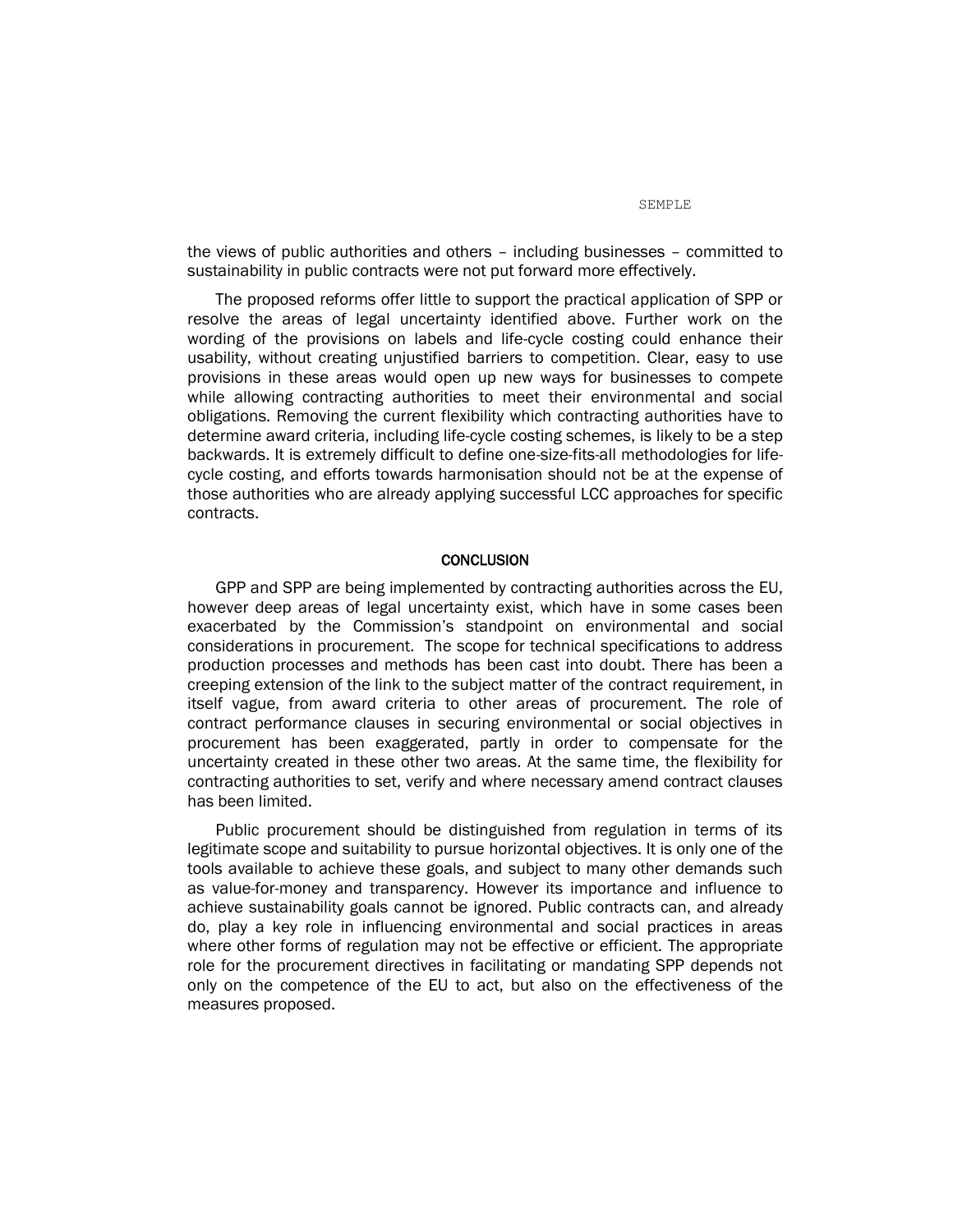the views of public authorities and others – including businesses – committed to sustainability in public contracts were not put forward more effectively.

The proposed reforms offer little to support the practical application of SPP or resolve the areas of legal uncertainty identified above. Further work on the wording of the provisions on labels and life-cycle costing could enhance their usability, without creating unjustified barriers to competition. Clear, easy to use provisions in these areas would open up new ways for businesses to compete while allowing contracting authorities to meet their environmental and social obligations. Removing the current flexibility which contracting authorities have to determine award criteria, including life-cycle costing schemes, is likely to be a step backwards. It is extremely difficult to define one-size-fits-all methodologies for life-cycle costing, and efforts towards harmonisation should not be at the expense of those authorities who are already applying successful LCC approaches for specific contracts.

## CONCLUSION

GPP and SPP are being implemented by contracting authorities across the EU, however deep areas of legal uncertainty exist, which have in some cases been exacerbated by the Commission's standpoint on environmental and social considerations in procurement. The scope for technical specifications to address production processes and methods has been cast into doubt. There has been a creeping extension of the link to the subject matter of the contract requirement, in itself vague, from award criteria to other areas of procurement. The role of contract performance clauses in securing environmental or social objectives in procurement has been exaggerated, partly in order to compensate for the uncertainty created in these other two areas. At the same time, the flexibility for contracting authorities to set, verify and where necessary amend contract clauses has been limited.

Public procurement should be distinguished from regulation in terms of its legitimate scope and suitability to pursue horizontal objectives. It is only one of the tools available to achieve these goals, and subject to many other demands such as value-for-money and transparency. However its importance and influence to achieve sustainability goals cannot be ignored. Public contracts can, and already do, play a key role in influencing environmental and social practices in areas where other forms of regulation may not be effective or efficient. The appropriate role for the procurement directives in facilitating or mandating SPP depends not only on the competence of the EU to act, but also on the effectiveness of the measures proposed.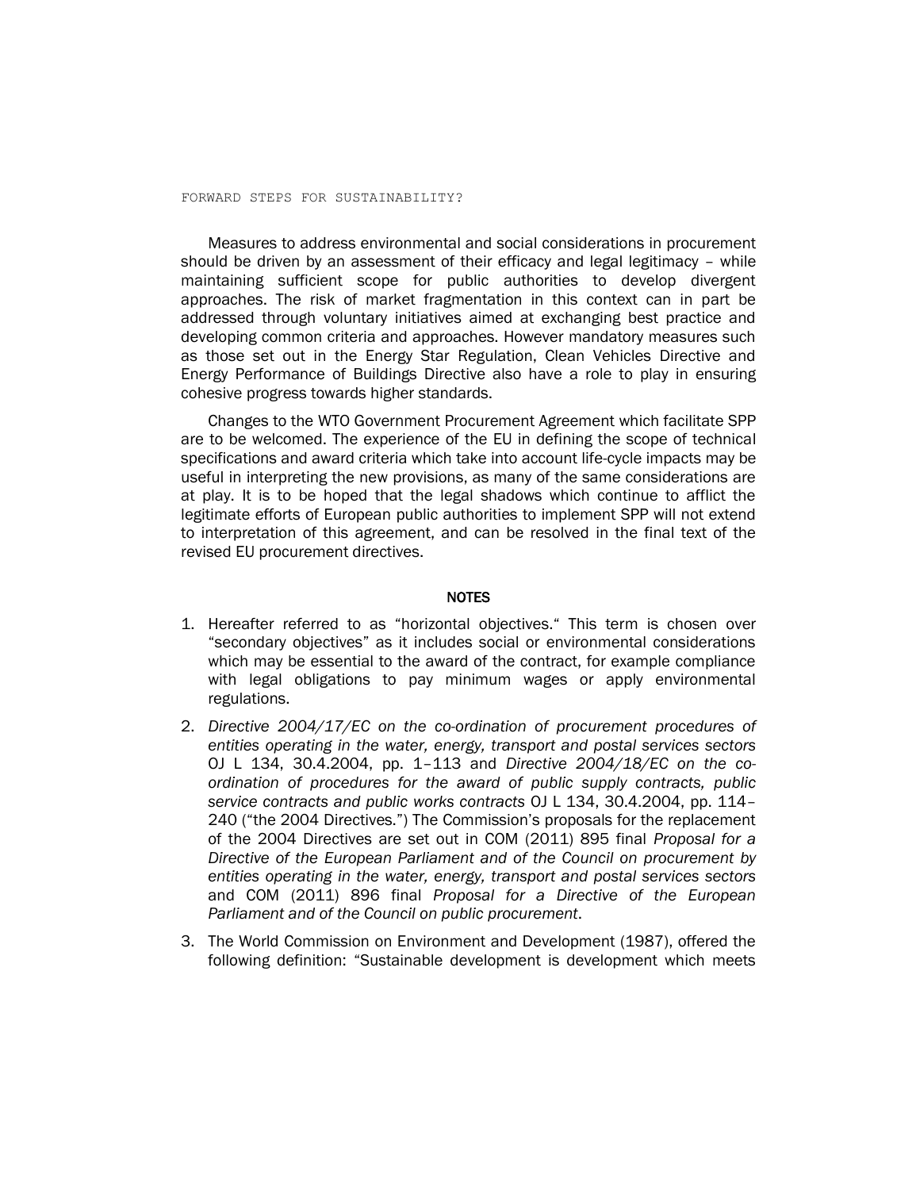Measures to address environmental and social considerations in procurement should be driven by an assessment of their efficacy and legal legitimacy – while maintaining sufficient scope for public authorities to develop divergent approaches. The risk of market fragmentation in this context can in part be addressed through voluntary initiatives aimed at exchanging best practice and developing common criteria and approaches. However mandatory measures such as those set out in the Energy Star Regulation, Clean Vehicles Directive and Energy Performance of Buildings Directive also have a role to play in ensuring cohesive progress towards higher standards.

Changes to the WTO Government Procurement Agreement which facilitate SPP are to be welcomed. The experience of the EU in defining the scope of technical specifications and award criteria which take into account life-cycle impacts may be useful in interpreting the new provisions, as many of the same considerations are at play. It is to be hoped that the legal shadows which continue to afflict the legitimate efforts of European public authorities to implement SPP will not extend to interpretation of this agreement, and can be resolved in the final text of the revised EU procurement directives.

## NOTES

1. Hereafter referred to as "horizontal objectives." This term is chosen over "secondary objectives" as it includes social or environmental considerations which may be essential to the award of the contract, for example compliance with legal obligations to pay minimum wages or apply environmental regulations.
2. *Directive 2004/17/EC on the co-ordination of procurement procedures of entities operating in the water, energy, transport and postal services sectors* OJ L 134, 30.4.2004, pp. 1–113 and *Directive 2004/18/EC on the co-ordination of procedures for the award of public supply contracts, public service contracts and public works contracts* OJ L 134, 30.4.2004, pp. 114–240 ("the 2004 Directives.") The Commission's proposals for the replacement of the 2004 Directives are set out in COM (2011) 895 final *Proposal for a Directive of the European Parliament and of the Council on procurement by entities operating in the water, energy, transport and postal services sectors* and COM (2011) 896 final *Proposal for a Directive of the European Parliament and of the Council on public procurement*.
3. The World Commission on Environment and Development (1987), offered the following definition: "Sustainable development is development which meets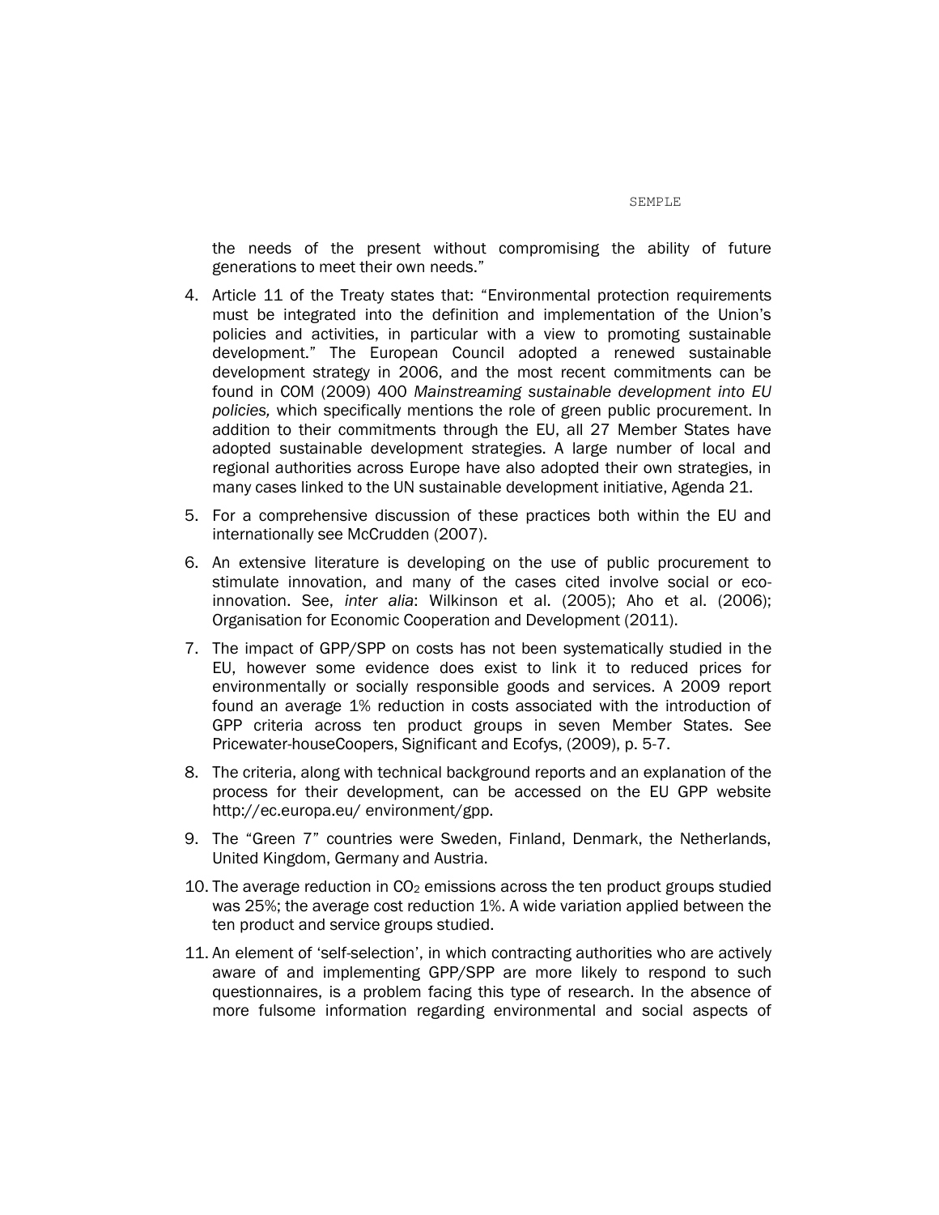the needs of the present without compromising the ability of future generations to meet their own needs."

4. Article 11 of the Treaty states that: "Environmental protection requirements must be integrated into the definition and implementation of the Union's policies and activities, in particular with a view to promoting sustainable development." The European Council adopted a renewed sustainable development strategy in 2006, and the most recent commitments can be found in COM (2009) 400 *Mainstreaming sustainable development into EU policies,* which specifically mentions the role of green public procurement. In addition to their commitments through the EU, all 27 Member States have adopted sustainable development strategies. A large number of local and regional authorities across Europe have also adopted their own strategies, in many cases linked to the UN sustainable development initiative, Agenda 21.

5. For a comprehensive discussion of these practices both within the EU and internationally see McCrudden (2007).

6. An extensive literature is developing on the use of public procurement to stimulate innovation, and many of the cases cited involve social or eco-innovation. See, *inter alia*: Wilkinson et al. (2005); Aho et al. (2006); Organisation for Economic Cooperation and Development (2011).

7. The impact of GPP/SPP on costs has not been systematically studied in the EU, however some evidence does exist to link it to reduced prices for environmentally or socially responsible goods and services. A 2009 report found an average 1% reduction in costs associated with the introduction of GPP criteria across ten product groups in seven Member States. See Pricewater-houseCoopers, Significant and Ecofys, (2009), p. 5-7.

8. The criteria, along with technical background reports and an explanation of the process for their development, can be accessed on the EU GPP website http://ec.europa.eu/ environment/gpp.

9. The "Green 7" countries were Sweden, Finland, Denmark, the Netherlands, United Kingdom, Germany and Austria.

10. The average reduction in $CO_2$ emissions across the ten product groups studied was 25%; the average cost reduction 1%. A wide variation applied between the ten product and service groups studied.

11. An element of 'self-selection', in which contracting authorities who are actively aware of and implementing GPP/SPP are more likely to respond to such questionnaires, is a problem facing this type of research. In the absence of more fulsome information regarding environmental and social aspects of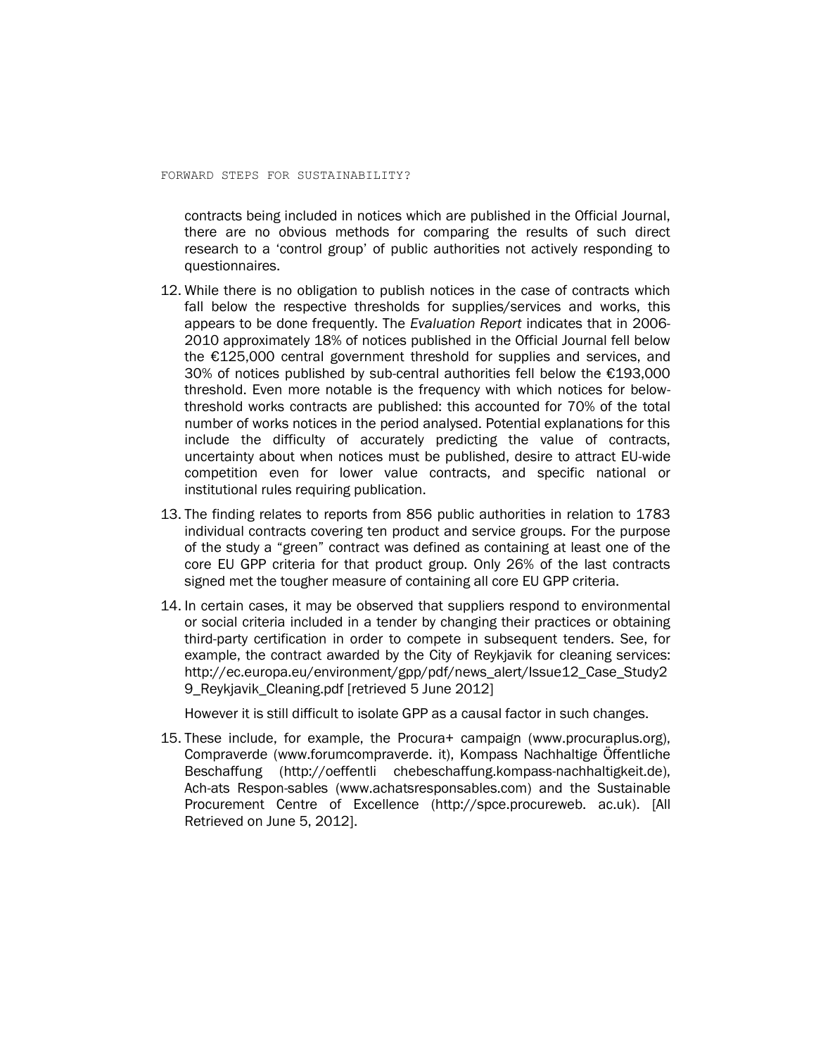contracts being included in notices which are published in the Official Journal, there are no obvious methods for comparing the results of such direct research to a 'control group' of public authorities not actively responding to questionnaires.

12. While there is no obligation to publish notices in the case of contracts which fall below the respective thresholds for supplies/services and works, this appears to be done frequently. The *Evaluation Report* indicates that in 2006-2010 approximately 18% of notices published in the Official Journal fell below the €125,000 central government threshold for supplies and services, and 30% of notices published by sub-central authorities fell below the €193,000 threshold. Even more notable is the frequency with which notices for below-threshold works contracts are published: this accounted for 70% of the total number of works notices in the period analysed. Potential explanations for this include the difficulty of accurately predicting the value of contracts, uncertainty about when notices must be published, desire to attract EU-wide competition even for lower value contracts, and specific national or institutional rules requiring publication.

13. The finding relates to reports from 856 public authorities in relation to 1783 individual contracts covering ten product and service groups. For the purpose of the study a "green" contract was defined as containing at least one of the core EU GPP criteria for that product group. Only 26% of the last contracts signed met the tougher measure of containing all core EU GPP criteria.

14. In certain cases, it may be observed that suppliers respond to environmental or social criteria included in a tender by changing their practices or obtaining third-party certification in order to compete in subsequent tenders. See, for example, the contract awarded by the City of Reykjavik for cleaning services: http://ec.europa.eu/environment/gpp/pdf/news_alert/Issue12_Case_Study29_Reykjavik_Cleaning.pdf [retrieved 5 June 2012]

    However it is still difficult to isolate GPP as a causal factor in such changes.

15. These include, for example, the Procura+ campaign (www.procuraplus.org), Compraverde (www.forumcompraverde. it), Kompass Nachhaltige Öffentliche Beschaffung (http://oeffentli chebeschaffung.kompass-nachhaltigkeit.de), Ach-ats Respon-sables (www.achatsresponsables.com) and the Sustainable Procurement Centre of Excellence (http://spce.procureweb. ac.uk). [All Retrieved on June 5, 2012].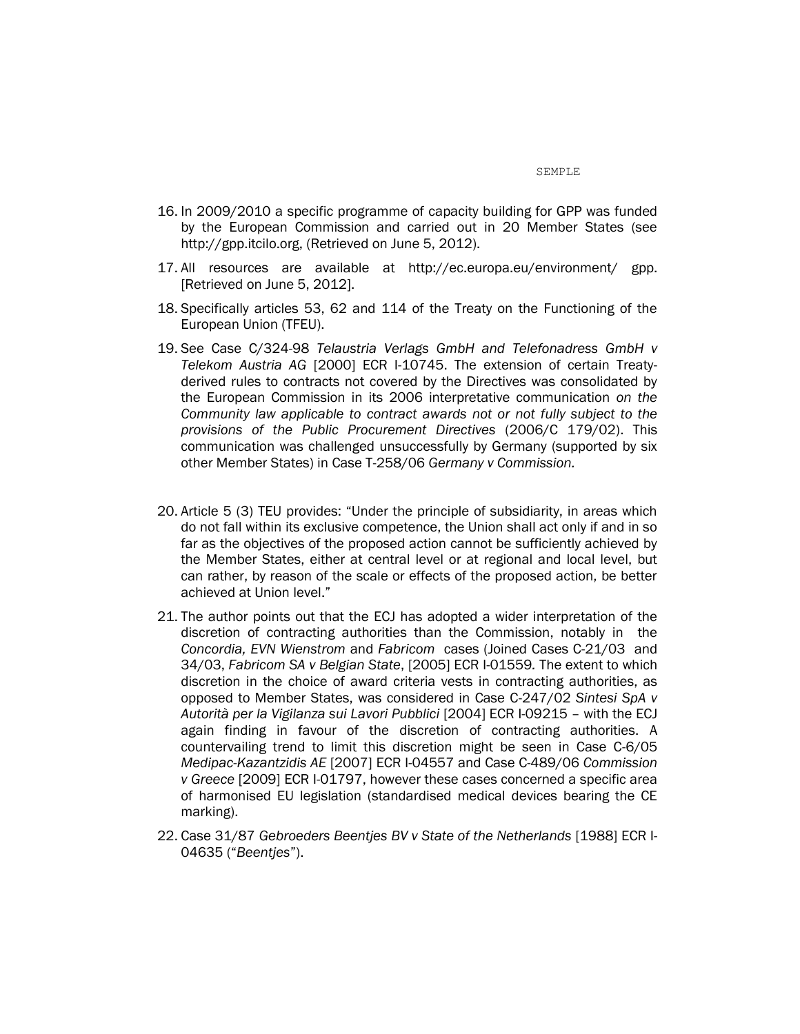16. In 2009/2010 a specific programme of capacity building for GPP was funded by the European Commission and carried out in 20 Member States (see http://gpp.itcilo.org, (Retrieved on June 5, 2012).

17. All resources are available at http://ec.europa.eu/environment/ gpp. [Retrieved on June 5, 2012].

18. Specifically articles 53, 62 and 114 of the Treaty on the Functioning of the European Union (TFEU).

19. See Case C/324-98 *Telaustria Verlags GmbH and Telefonadress GmbH v Telekom Austria AG* [2000] ECR I-10745. The extension of certain Treaty-derived rules to contracts not covered by the Directives was consolidated by the European Commission in its 2006 interpretative communication *on the Community law applicable to contract awards not or not fully subject to the provisions of the Public Procurement Directives* (2006/C 179/02). This communication was challenged unsuccessfully by Germany (supported by six other Member States) in Case T-258/06 *Germany v Commission.*

20. Article 5 (3) TEU provides: "Under the principle of subsidiarity, in areas which do not fall within its exclusive competence, the Union shall act only if and in so far as the objectives of the proposed action cannot be sufficiently achieved by the Member States, either at central level or at regional and local level, but can rather, by reason of the scale or effects of the proposed action, be better achieved at Union level."

21. The author points out that the ECJ has adopted a wider interpretation of the discretion of contracting authorities than the Commission, notably in the *Concordia, EVN Wienstrom* and *Fabricom* cases (Joined Cases C-21/03 and 34/03, *Fabricom SA v Belgian State*, [2005] ECR I-01559*.* The extent to which discretion in the choice of award criteria vests in contracting authorities, as opposed to Member States, was considered in Case C-247/02 *Sintesi SpA v Autorità per la Vigilanza sui Lavori Pubblici* [2004] ECR I-09215 – with the ECJ again finding in favour of the discretion of contracting authorities. A countervailing trend to limit this discretion might be seen in Case C-6/05 *Medipac-Kazantzidis AE* [2007] ECR I-04557 and Case C-489/06 *Commission v Greece* [2009] ECR I-01797, however these cases concerned a specific area of harmonised EU legislation (standardised medical devices bearing the CE marking).

22. Case 31/87 *Gebroeders Beentjes BV v State of the Netherlands* [1988] ECR I-04635 ("*Beentjes*").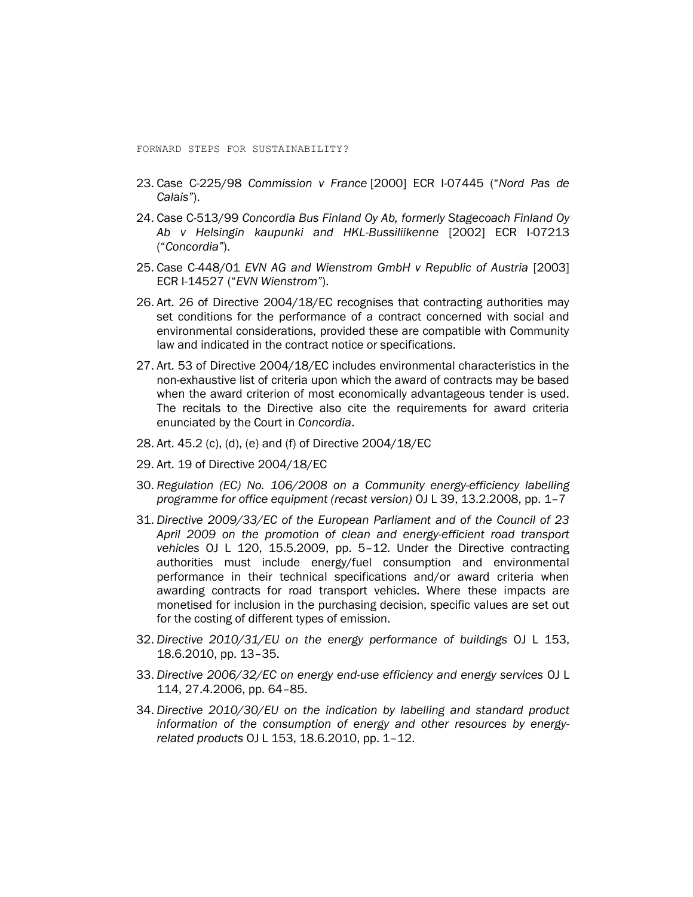23. Case C-225/98 *Commission v France* [2000] ECR I-07445 ("*Nord Pas de Calais*").

24. Case C-513/99 *Concordia Bus Finland Oy Ab, formerly Stagecoach Finland Oy Ab v Helsingin kaupunki and HKL-Bussiliikenne* [2002] ECR I-07213 ("*Concordia*").

25. Case C-448/01 *EVN AG and Wienstrom GmbH v Republic of Austria* [2003] ECR I-14527 ("*EVN Wienstrom*").

26. Art. 26 of Directive 2004/18/EC recognises that contracting authorities may set conditions for the performance of a contract concerned with social and environmental considerations, provided these are compatible with Community law and indicated in the contract notice or specifications.

27. Art. 53 of Directive 2004/18/EC includes environmental characteristics in the non-exhaustive list of criteria upon which the award of contracts may be based when the award criterion of most economically advantageous tender is used. The recitals to the Directive also cite the requirements for award criteria enunciated by the Court in *Concordia*.

28. Art. 45.2 (c), (d), (e) and (f) of Directive 2004/18/EC

29. Art. 19 of Directive 2004/18/EC

30. *Regulation (EC) No. 106/2008 on a Community energy-efficiency labelling programme for office equipment (recast version)* OJ L 39, 13.2.2008, pp. 1–7

31. *Directive 2009/33/EC of the European Parliament and of the Council of 23 April 2009 on the promotion of clean and energy-efficient road transport vehicles* OJ L 120, 15.5.2009, pp. 5–12. Under the Directive contracting authorities must include energy/fuel consumption and environmental performance in their technical specifications and/or award criteria when awarding contracts for road transport vehicles. Where these impacts are monetised for inclusion in the purchasing decision, specific values are set out for the costing of different types of emission.

32. *Directive 2010/31/EU on the energy performance of buildings* OJ L 153, 18.6.2010, pp. 13–35.

33. *Directive 2006/32/EC on energy end-use efficiency and energy services* OJ L 114, 27.4.2006, pp. 64–85.

34. *Directive 2010/30/EU on the indication by labelling and standard product information of the consumption of energy and other resources by energy-related products* OJ L 153, 18.6.2010, pp. 1–12.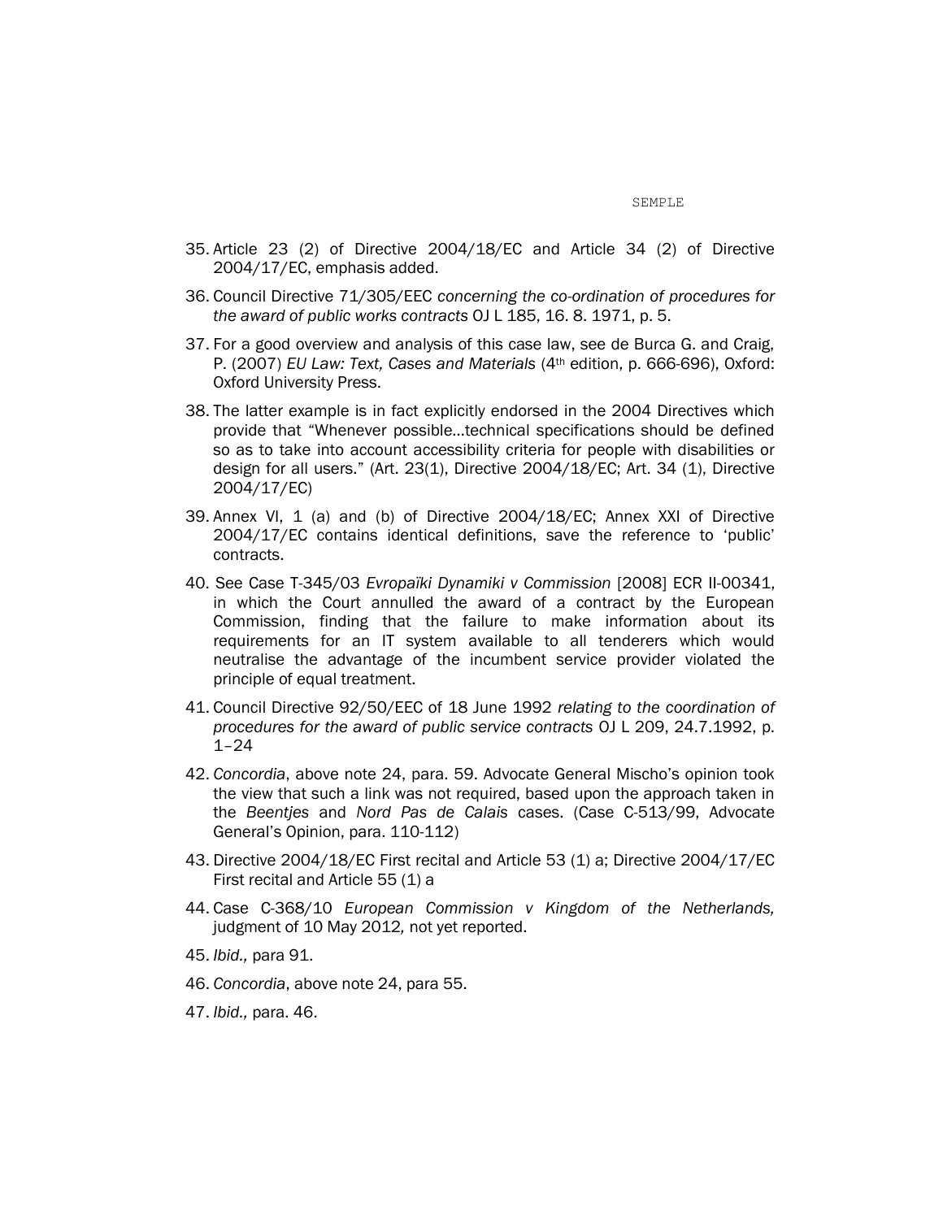35. Article 23 (2) of Directive 2004/18/EC and Article 34 (2) of Directive 2004/17/EC, emphasis added.

36. Council Directive 71/305/EEC *concerning the co-ordination of procedures for the award of public works contracts* OJ L 185, 16. 8. 1971, p. 5.

37. For a good overview and analysis of this case law, see de Burca G. and Craig, P. (2007) *EU Law: Text, Cases and Materials* (4th edition, p. 666-696), Oxford: Oxford University Press.

38. The latter example is in fact explicitly endorsed in the 2004 Directives which provide that "Whenever possible…technical specifications should be defined so as to take into account accessibility criteria for people with disabilities or design for all users." (Art. 23(1), Directive 2004/18/EC; Art. 34 (1), Directive 2004/17/EC)

39. Annex VI, 1 (a) and (b) of Directive 2004/18/EC; Annex XXI of Directive 2004/17/EC contains identical definitions, save the reference to 'public' contracts.

40. See Case T-345/03 *Evropaïki Dynamiki v Commission* [2008] ECR II-00341, in which the Court annulled the award of a contract by the European Commission, finding that the failure to make information about its requirements for an IT system available to all tenderers which would neutralise the advantage of the incumbent service provider violated the principle of equal treatment.

41. Council Directive 92/50/EEC of 18 June 1992 *relating to the coordination of procedures for the award of public service contracts* OJ L 209, 24.7.1992, p. 1–24

42. *Concordia*, above note 24, para. 59. Advocate General Mischo's opinion took the view that such a link was not required, based upon the approach taken in the *Beentjes* and *Nord Pas de Calais* cases. (Case C-513/99, Advocate General's Opinion, para. 110-112)

43. Directive 2004/18/EC First recital and Article 53 (1) a; Directive 2004/17/EC First recital and Article 55 (1) a

44. Case C-368/10 *European Commission v Kingdom of the Netherlands,* judgment of 10 May 2012*,* not yet reported.

45. *Ibid.,* para 91.

46. *Concordia*, above note 24, para 55.

47. *Ibid.,* para. 46.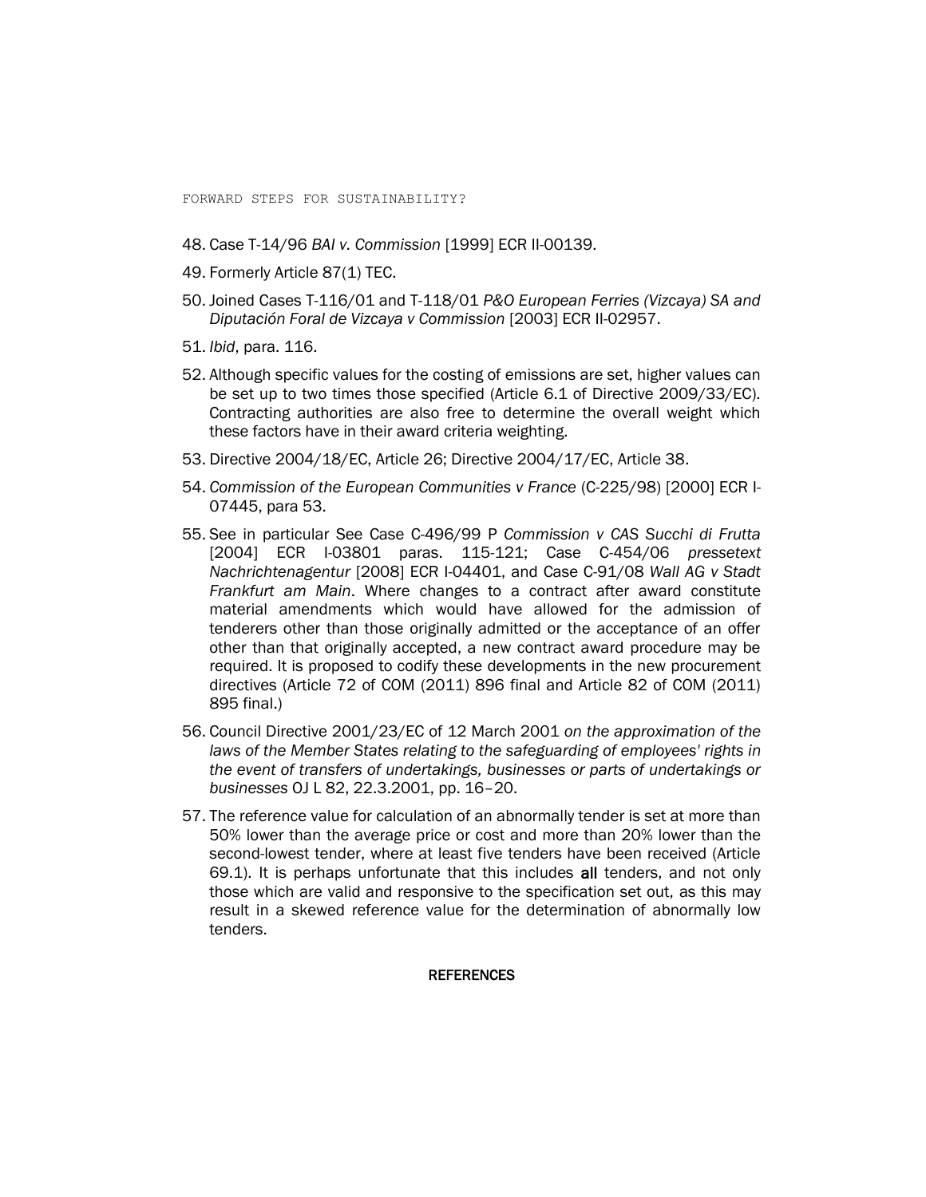48. Case T-14/96 *BAI v. Commission* [1999] ECR II-00139.

49. Formerly Article 87(1) TEC.

50. Joined Cases T-116/01 and T-118/01 *P&O European Ferries (Vizcaya) SA and Diputación Foral de Vizcaya v Commission* [2003] ECR II-02957.

51. *Ibid*, para. 116.

52. Although specific values for the costing of emissions are set, higher values can be set up to two times those specified (Article 6.1 of Directive 2009/33/EC). Contracting authorities are also free to determine the overall weight which these factors have in their award criteria weighting.

53. Directive 2004/18/EC, Article 26; Directive 2004/17/EC, Article 38.

54. *Commission of the European Communities v France* (C-225/98) [2000] ECR I-07445, para 53.

55. See in particular See Case C-496/99 P *Commission v CAS Succhi di Frutta* [2004] ECR I-03801 paras. 115-121; Case C-454/06 *pressetext Nachrichtenagentur* [2008] ECR I-04401, and Case C-91/08 *Wall AG v Stadt Frankfurt am Main*. Where changes to a contract after award constitute material amendments which would have allowed for the admission of tenderers other than those originally admitted or the acceptance of an offer other than that originally accepted, a new contract award procedure may be required. It is proposed to codify these developments in the new procurement directives (Article 72 of COM (2011) 896 final and Article 82 of COM (2011) 895 final.)

56. Council Directive 2001/23/EC of 12 March 2001 *on the approximation of the laws of the Member States relating to the safeguarding of employees' rights in the event of transfers of undertakings, businesses or parts of undertakings or businesses* OJ L 82, 22.3.2001, pp. 16–20.

57. The reference value for calculation of an abnormally tender is set at more than 50% lower than the average price or cost and more than 20% lower than the second-lowest tender, where at least five tenders have been received (Article 69.1). It is perhaps unfortunate that this includes **all** tenders, and not only those which are valid and responsive to the specification set out, as this may result in a skewed reference value for the determination of abnormally low tenders.

## REFERENCES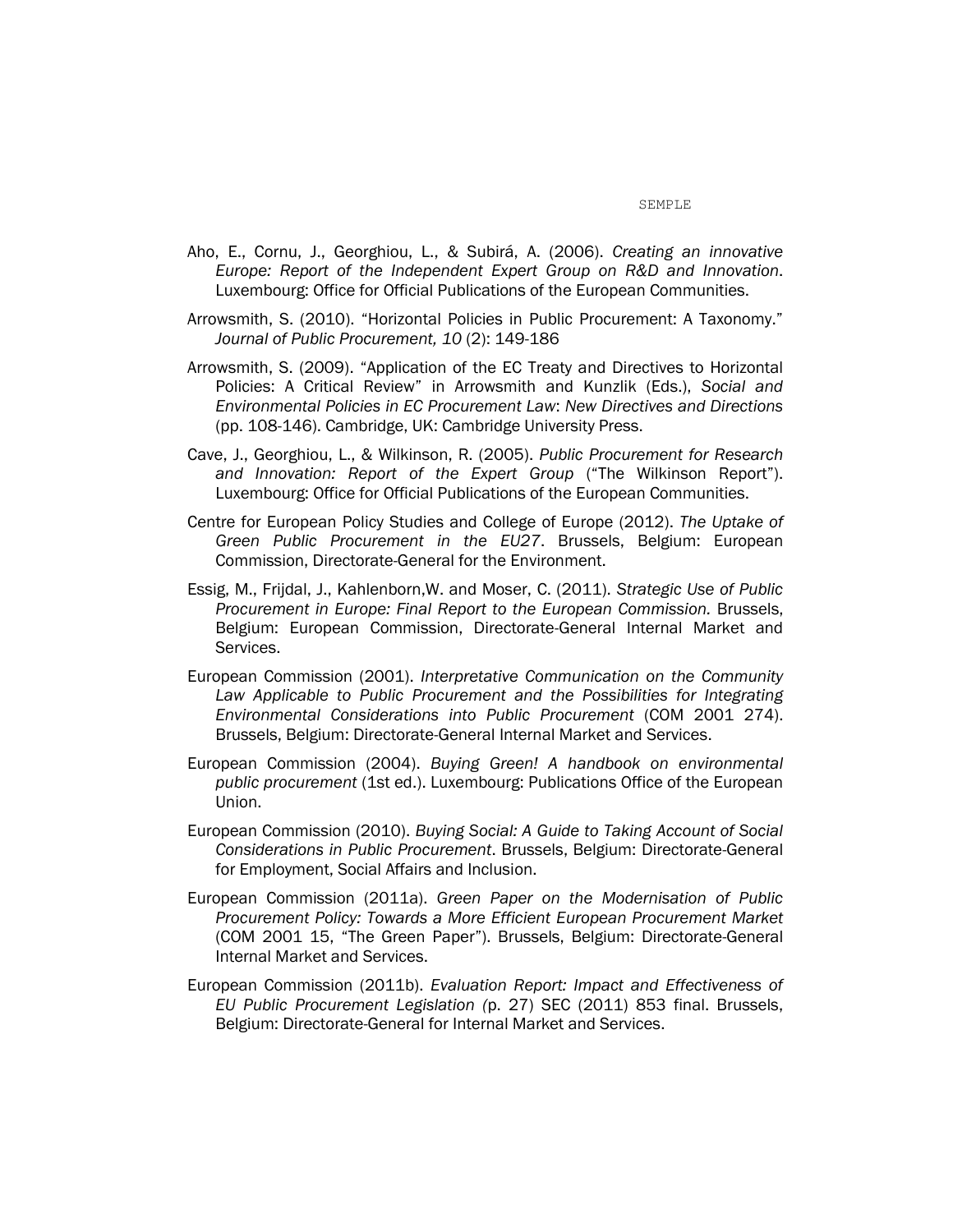Aho, E., Cornu, J., Georghiou, L., & Subirá, A. (2006). *Creating an innovative Europe: Report of the Independent Expert Group on R&D and Innovation*. Luxembourg: Office for Official Publications of the European Communities.

Arrowsmith, S. (2010). "Horizontal Policies in Public Procurement: A Taxonomy." *Journal of Public Procurement, 10* (2): 149-186

Arrowsmith, S. (2009). "Application of the EC Treaty and Directives to Horizontal Policies: A Critical Review" in Arrowsmith and Kunzlik (Eds.), *Social and Environmental Policies in EC Procurement Law*: *New Directives and Directions* (pp. 108-146). Cambridge, UK: Cambridge University Press.

Cave, J., Georghiou, L., & Wilkinson, R. (2005). *Public Procurement for Research and Innovation: Report of the Expert Group* ("The Wilkinson Report"). Luxembourg: Office for Official Publications of the European Communities.

Centre for European Policy Studies and College of Europe (2012). *The Uptake of Green Public Procurement in the EU27*. Brussels, Belgium: European Commission, Directorate-General for the Environment.

Essig, M., Frijdal, J., Kahlenborn,W. and Moser, C. (2011). *Strategic Use of Public Procurement in Europe: Final Report to the European Commission.* Brussels, Belgium: European Commission, Directorate-General Internal Market and Services.

European Commission (2001). *Interpretative Communication on the Community Law Applicable to Public Procurement and the Possibilities for Integrating Environmental Considerations into Public Procurement* (COM 2001 274). Brussels, Belgium: Directorate-General Internal Market and Services.

European Commission (2004). *Buying Green! A handbook on environmental public procurement* (1st ed.). Luxembourg: Publications Office of the European Union.

European Commission (2010). *Buying Social: A Guide to Taking Account of Social Considerations in Public Procurement*. Brussels, Belgium: Directorate-General for Employment, Social Affairs and Inclusion.

European Commission (2011a). *Green Paper on the Modernisation of Public Procurement Policy: Towards a More Efficient European Procurement Market* (COM 2001 15, "The Green Paper"). Brussels, Belgium: Directorate-General Internal Market and Services.

European Commission (2011b). *Evaluation Report: Impact and Effectiveness of EU Public Procurement Legislation (*p. 27) SEC (2011) 853 final. Brussels, Belgium: Directorate-General for Internal Market and Services.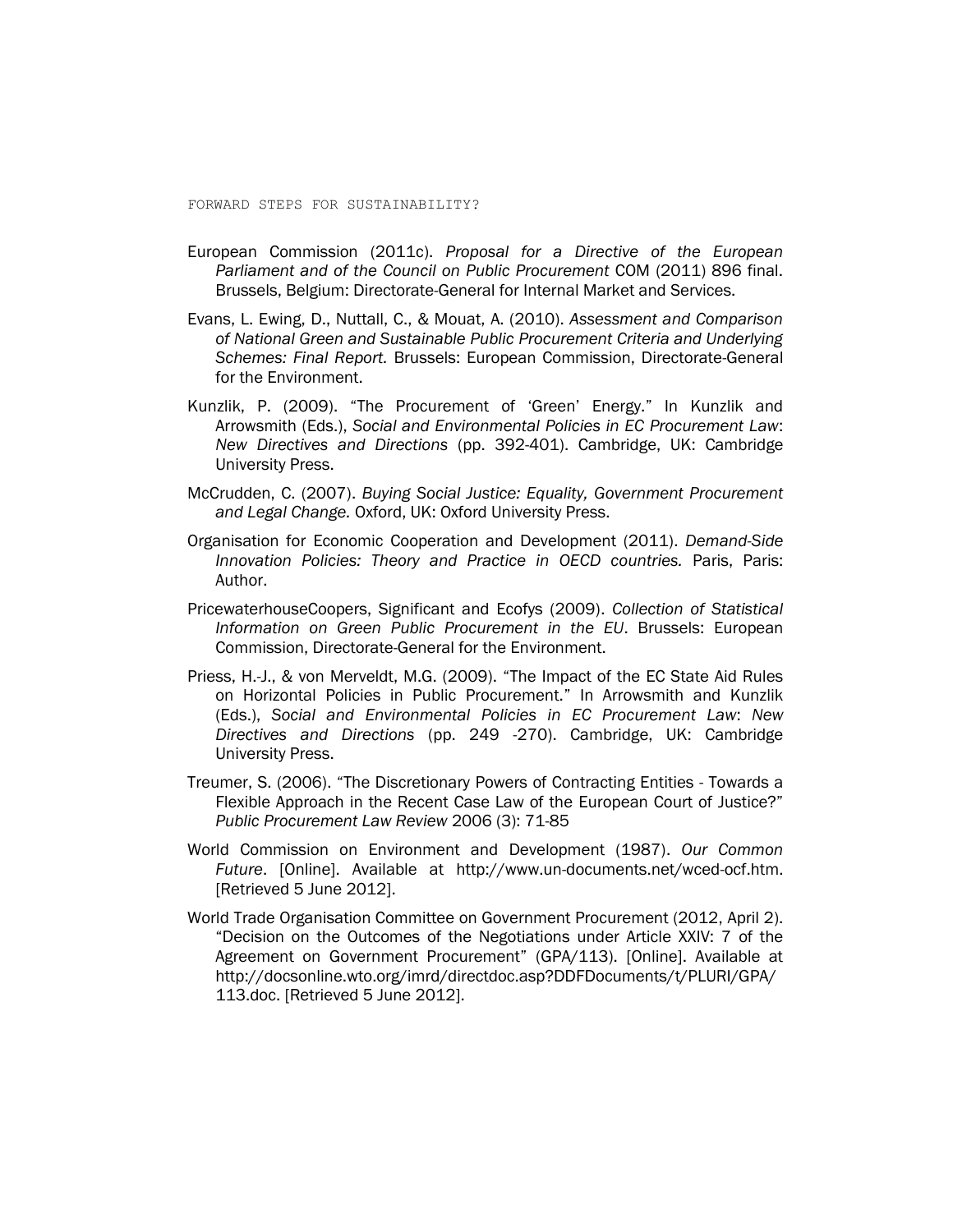European Commission (2011c). *Proposal for a Directive of the European Parliament and of the Council on Public Procurement* COM (2011) 896 final. Brussels, Belgium: Directorate-General for Internal Market and Services.

Evans, L. Ewing, D., Nuttall, C., & Mouat, A. (2010). *Assessment and Comparison of National Green and Sustainable Public Procurement Criteria and Underlying Schemes: Final Report.* Brussels: European Commission, Directorate-General for the Environment.

Kunzlik, P. (2009). "The Procurement of 'Green' Energy." In Kunzlik and Arrowsmith (Eds.), *Social and Environmental Policies in EC Procurement Law*: *New Directives and Directions* (pp. 392-401). Cambridge, UK: Cambridge University Press.

McCrudden, C. (2007). *Buying Social Justice: Equality, Government Procurement and Legal Change.* Oxford, UK: Oxford University Press.

Organisation for Economic Cooperation and Development (2011). *Demand-Side Innovation Policies: Theory and Practice in OECD countries.* Paris, Paris: Author.

PricewaterhouseCoopers, Significant and Ecofys (2009). *Collection of Statistical Information on Green Public Procurement in the EU*. Brussels: European Commission, Directorate-General for the Environment.

Priess, H.-J., & von Merveldt, M.G. (2009). "The Impact of the EC State Aid Rules on Horizontal Policies in Public Procurement." In Arrowsmith and Kunzlik (Eds.), *Social and Environmental Policies in EC Procurement Law*: *New Directives and Directions* (pp. 249 -270). Cambridge, UK: Cambridge University Press.

Treumer, S. (2006). "The Discretionary Powers of Contracting Entities - Towards a Flexible Approach in the Recent Case Law of the European Court of Justice?" *Public Procurement Law Review* 2006 (3): 71-85

World Commission on Environment and Development (1987). *Our Common Future*. [Online]. Available at http://www.un-documents.net/wced-ocf.htm. [Retrieved 5 June 2012].

World Trade Organisation Committee on Government Procurement (2012, April 2). "Decision on the Outcomes of the Negotiations under Article XXIV: 7 of the Agreement on Government Procurement" (GPA/113). [Online]. Available at http://docsonline.wto.org/imrd/directdoc.asp?DDFDocuments/t/PLURI/GPA/113.doc. [Retrieved 5 June 2012].